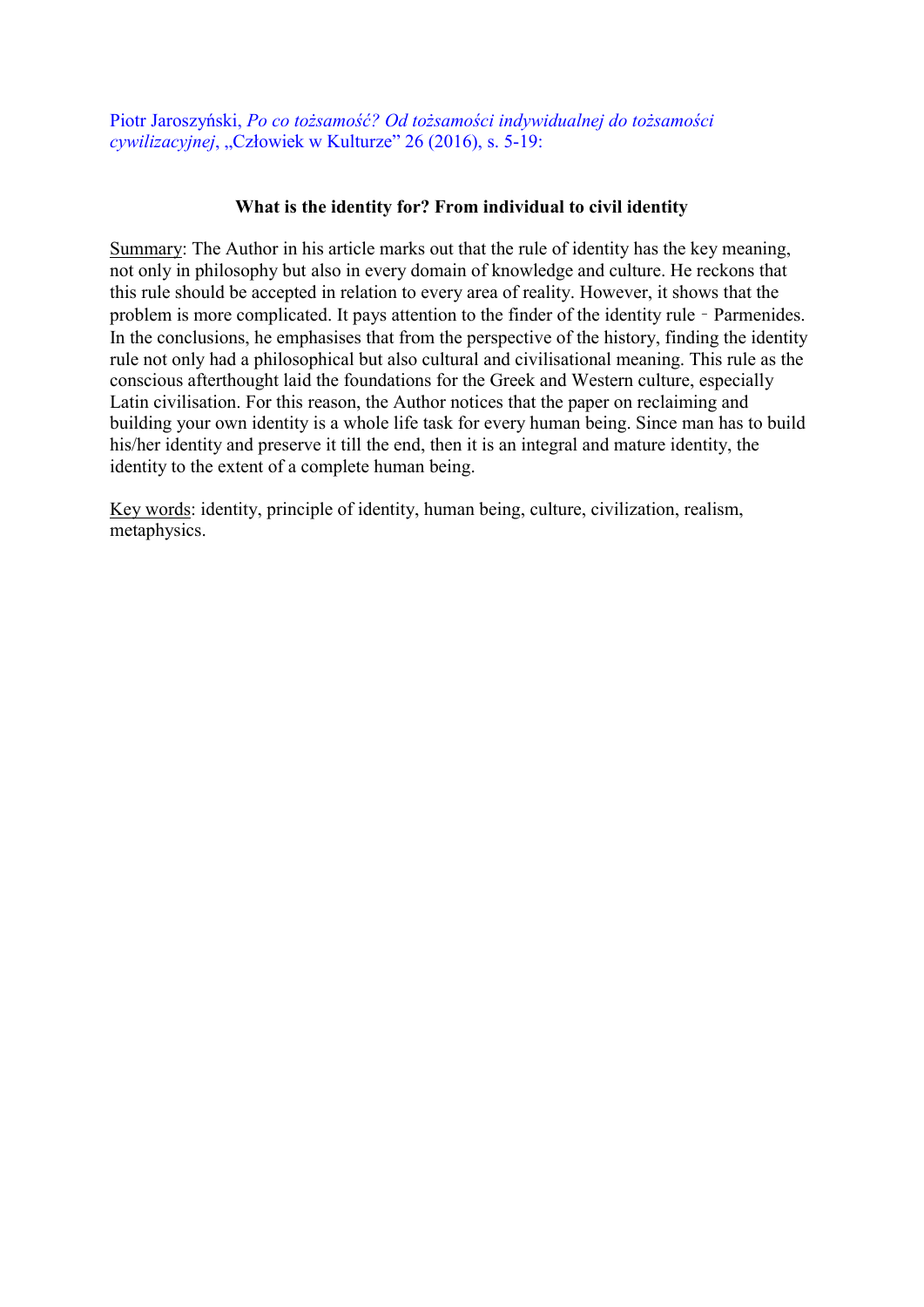Piotr Jaroszyński, *Po co tożsamość? Od tożsamości indywidualnej do tożsamości cywilizacyjnej*, „Człowiek w Kulturze" 26 (2016), s. 5-19:

**What is the identity for? From individual to civil identity**

Summary: The Author in his article marks out that the rule of identity has the key meaning, not only in philosophy but also in every domain of knowledge and culture. He reckons that this rule should be accepted in relation to every area of reality. However, it shows that the problem is more complicated. It pays attention to the finder of the identity rule ‑ Parmenides. In the conclusions, he emphasises that from the perspective of the history, finding the identity rule not only had a philosophical but also cultural and civilisational meaning. This rule as the conscious afterthought laid the foundations for the Greek and Western culture, especially Latin civilisation. For this reason, the Author notices that the paper on reclaiming and building your own identity is a whole life task for every human being. Since man has to build his/her identity and preserve it till the end, then it is an integral and mature identity, the identity to the extent of a complete human being.

Key words: identity, principle of identity, human being, culture, civilization, realism, metaphysics.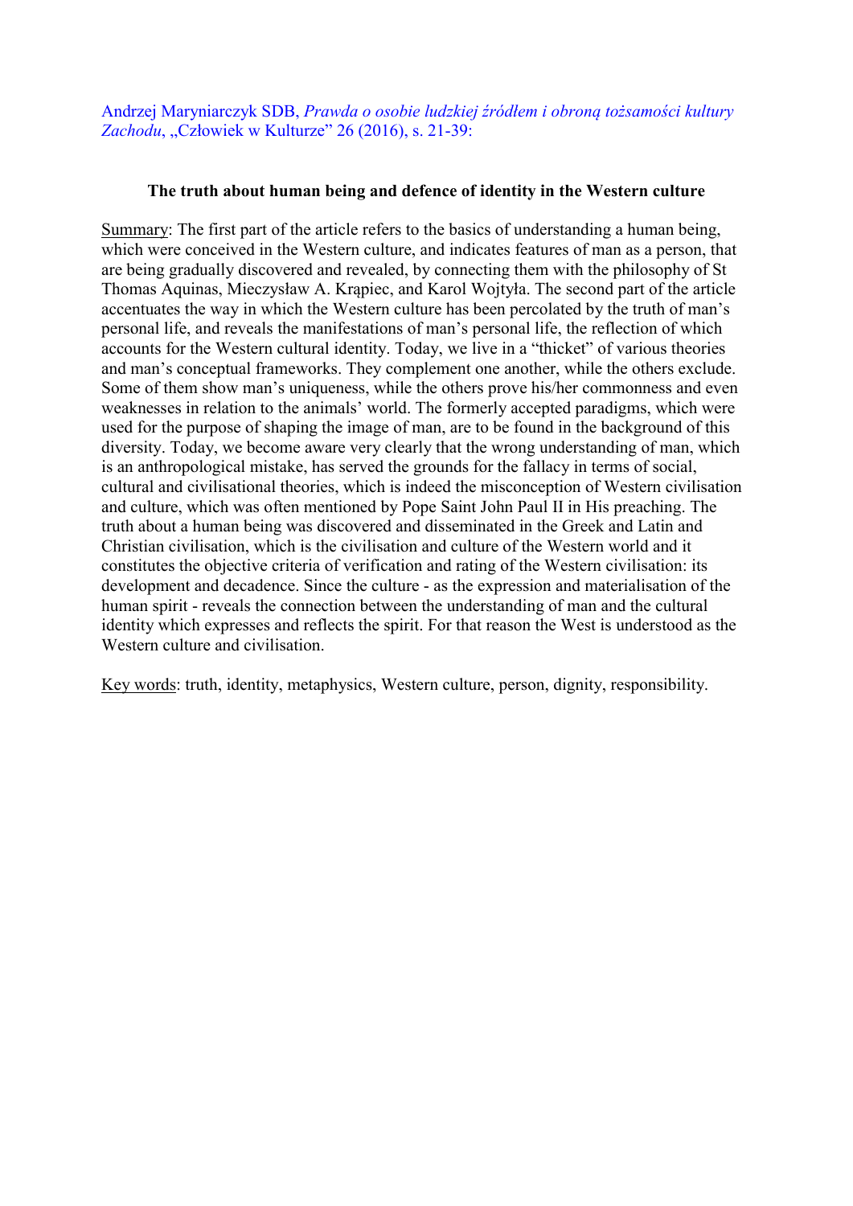Andrzej Maryniarczyk SDB, *Prawda o osobie ludzkiej źródłem i obroną tożsamości kultury Zachodu*, „Człowiek w Kulturze" 26 (2016), s. 21-39:

**The truth about human being and defence of identity in the Western culture**

Summary: The first part of the article refers to the basics of understanding a human being, which were conceived in the Western culture, and indicates features of man as a person, that are being gradually discovered and revealed, by connecting them with the philosophy of St Thomas Aquinas, Mieczysław A. Krąpiec, and Karol Wojtyła. The second part of the article accentuates the way in which the Western culture has been percolated by the truth of man's personal life, and reveals the manifestations of man's personal life, the reflection of which accounts for the Western cultural identity. Today, we live in a "thicket" of various theories and man's conceptual frameworks. They complement one another, while the others exclude. Some of them show man's uniqueness, while the others prove his/her commonness and even weaknesses in relation to the animals' world. The formerly accepted paradigms, which were used for the purpose of shaping the image of man, are to be found in the background of this diversity. Today, we become aware very clearly that the wrong understanding of man, which is an anthropological mistake, has served the grounds for the fallacy in terms of social, cultural and civilisational theories, which is indeed the misconception of Western civilisation and culture, which was often mentioned by Pope Saint John Paul II in His preaching. The truth about a human being was discovered and disseminated in the Greek and Latin and Christian civilisation, which is the civilisation and culture of the Western world and it constitutes the objective criteria of verification and rating of the Western civilisation: its development and decadence. Since the culture - as the expression and materialisation of the human spirit - reveals the connection between the understanding of man and the cultural identity which expresses and reflects the spirit. For that reason the West is understood as the Western culture and civilisation.

Key words: truth, identity, metaphysics, Western culture, person, dignity, responsibility.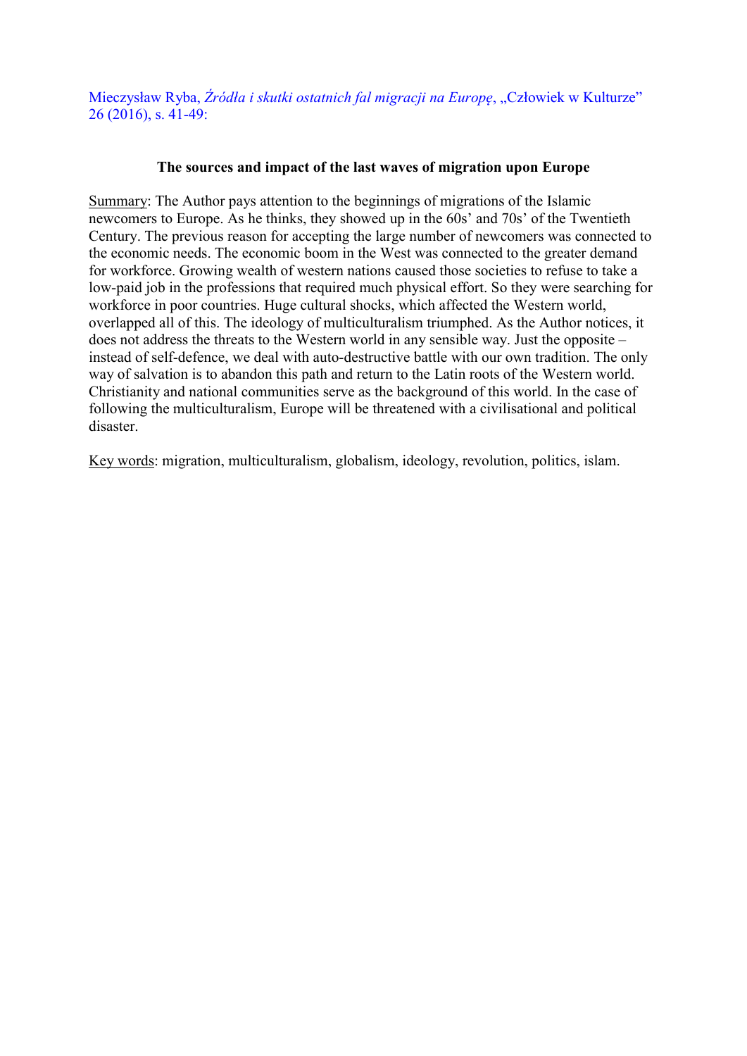Mieczysław Ryba, *Źródła i skutki ostatnich fal migracji na Europę*, „Człowiek w Kulturze" 26 (2016), s. 41-49:

**The sources and impact of the last waves of migration upon Europe**

Summary: The Author pays attention to the beginnings of migrations of the Islamic newcomers to Europe. As he thinks, they showed up in the 60s' and 70s' of the Twentieth Century. The previous reason for accepting the large number of newcomers was connected to the economic needs. The economic boom in the West was connected to the greater demand for workforce. Growing wealth of western nations caused those societies to refuse to take a low-paid job in the professions that required much physical effort. So they were searching for workforce in poor countries. Huge cultural shocks, which affected the Western world, overlapped all of this. The ideology of multiculturalism triumphed. As the Author notices, it does not address the threats to the Western world in any sensible way. Just the opposite – instead of self-defence, we deal with auto-destructive battle with our own tradition. The only way of salvation is to abandon this path and return to the Latin roots of the Western world. Christianity and national communities serve as the background of this world. In the case of following the multiculturalism, Europe will be threatened with a civilisational and political disaster.

Key words: migration, multiculturalism, globalism, ideology, revolution, politics, islam.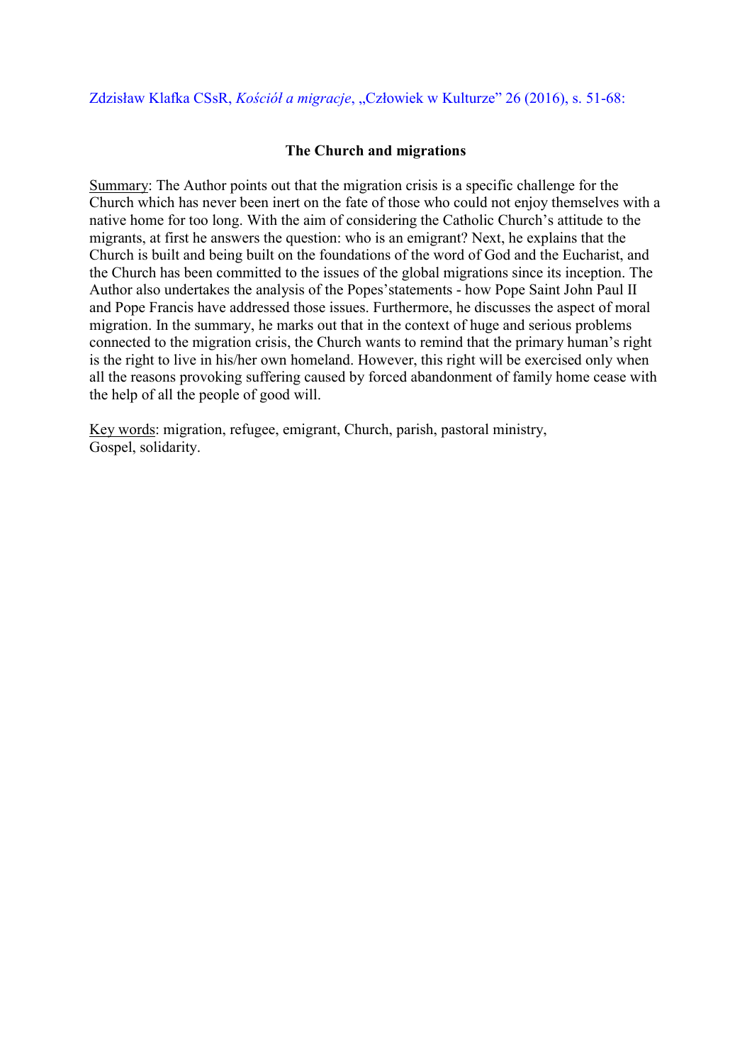Zdzisław Klafka CSsR, *Kościół a migracje*, „Człowiek w Kulturze" 26 (2016), s. 51-68:

**The Church and migrations**

Summary: The Author points out that the migration crisis is a specific challenge for the Church which has never been inert on the fate of those who could not enjoy themselves with a native home for too long. With the aim of considering the Catholic Church's attitude to the migrants, at first he answers the question: who is an emigrant? Next, he explains that the Church is built and being built on the foundations of the word of God and the Eucharist, and the Church has been committed to the issues of the global migrations since its inception. The Author also undertakes the analysis of the Popes'statements - how Pope Saint John Paul II and Pope Francis have addressed those issues. Furthermore, he discusses the aspect of moral migration. In the summary, he marks out that in the context of huge and serious problems connected to the migration crisis, the Church wants to remind that the primary human's right is the right to live in his/her own homeland. However, this right will be exercised only when all the reasons provoking suffering caused by forced abandonment of family home cease with the help of all the people of good will.

Key words: migration, refugee, emigrant, Church, parish, pastoral ministry, Gospel, solidarity.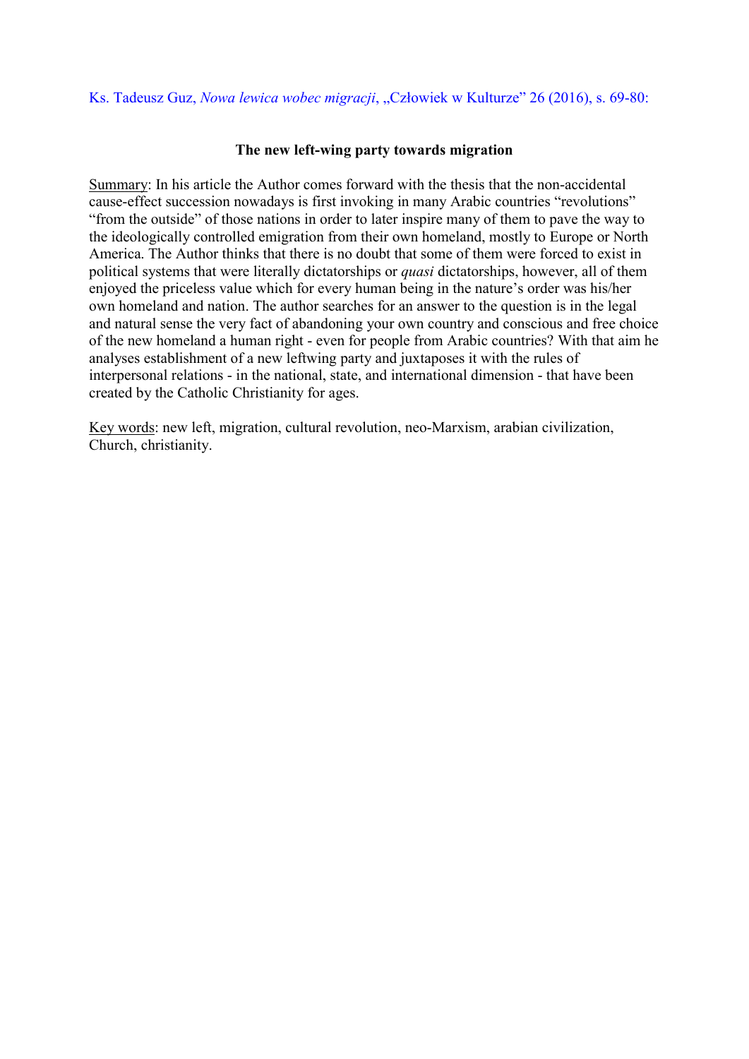Ks. Tadeusz Guz, *Nowa lewica wobec migracji*, „Człowiek w Kulturze” 26 (2016), s. 69-80:

**The new left-wing party towards migration**

Summary: In his article the Author comes forward with the thesis that the non-accidental cause-effect succession nowadays is first invoking in many Arabic countries “revolutions” “from the outside” of those nations in order to later inspire many of them to pave the way to the ideologically controlled emigration from their own homeland, mostly to Europe or North America. The Author thinks that there is no doubt that some of them were forced to exist in political systems that were literally dictatorships or *quasi* dictatorships, however, all of them enjoyed the priceless value which for every human being in the nature’s order was his/her own homeland and nation. The author searches for an answer to the question is in the legal and natural sense the very fact of abandoning your own country and conscious and free choice of the new homeland a human right - even for people from Arabic countries? With that aim he analyses establishment of a new leftwing party and juxtaposes it with the rules of interpersonal relations - in the national, state, and international dimension - that have been created by the Catholic Christianity for ages.

Key words: new left, migration, cultural revolution, neo-Marxism, arabian civilization, Church, christianity.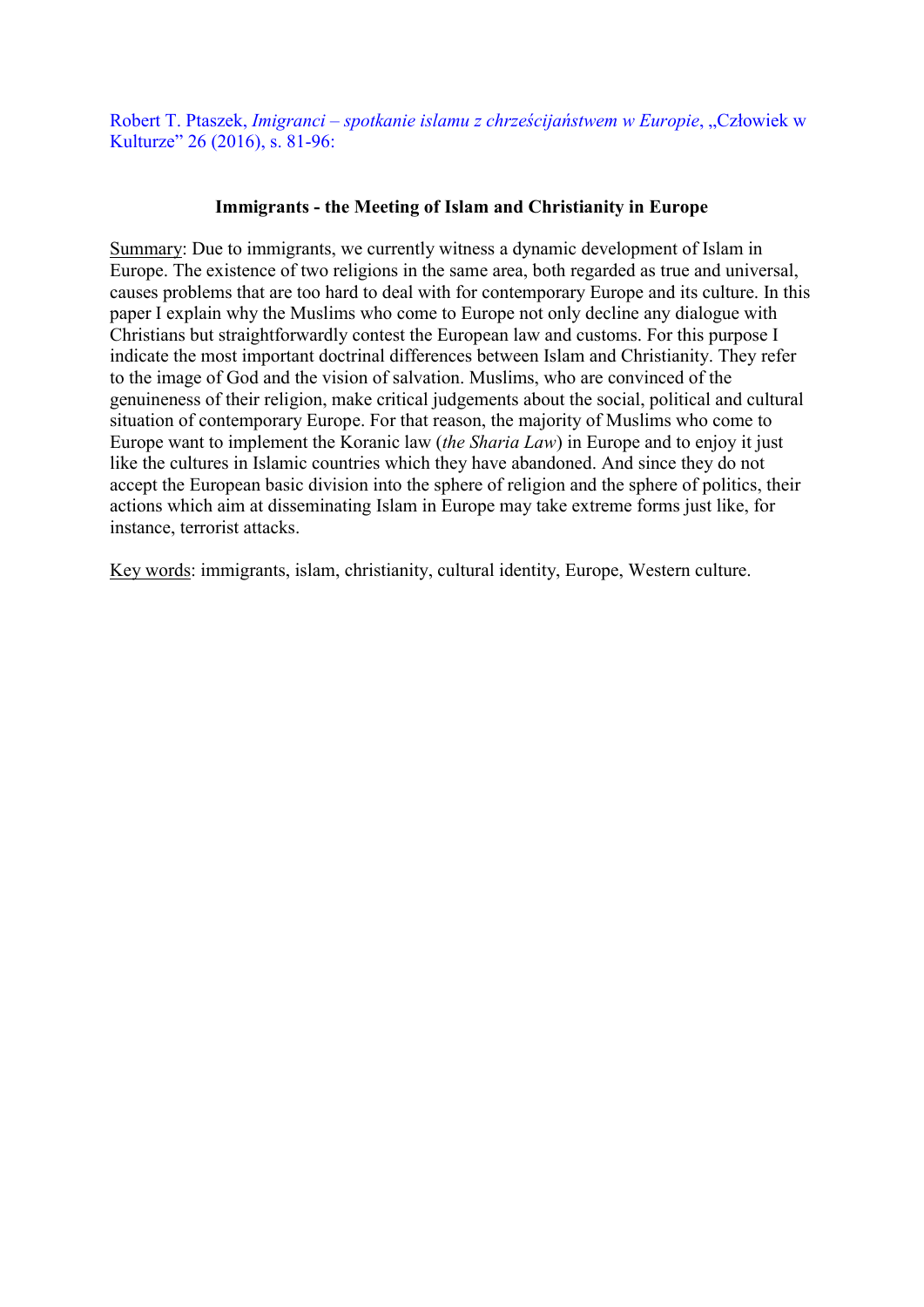Robert T. Ptaszek, *Imigranci – spotkanie islamu z chrześcijaństwem w Europie*, „Człowiek w Kulturze" 26 (2016), s. 81-96:

**Immigrants - the Meeting of Islam and Christianity in Europe**

Summary: Due to immigrants, we currently witness a dynamic development of Islam in Europe. The existence of two religions in the same area, both regarded as true and universal, causes problems that are too hard to deal with for contemporary Europe and its culture. In this paper I explain why the Muslims who come to Europe not only decline any dialogue with Christians but straightforwardly contest the European law and customs. For this purpose I indicate the most important doctrinal differences between Islam and Christianity. They refer to the image of God and the vision of salvation. Muslims, who are convinced of the genuineness of their religion, make critical judgements about the social, political and cultural situation of contemporary Europe. For that reason, the majority of Muslims who come to Europe want to implement the Koranic law (*the Sharia Law*) in Europe and to enjoy it just like the cultures in Islamic countries which they have abandoned. And since they do not accept the European basic division into the sphere of religion and the sphere of politics, their actions which aim at disseminating Islam in Europe may take extreme forms just like, for instance, terrorist attacks.

Key words: immigrants, islam, christianity, cultural identity, Europe, Western culture.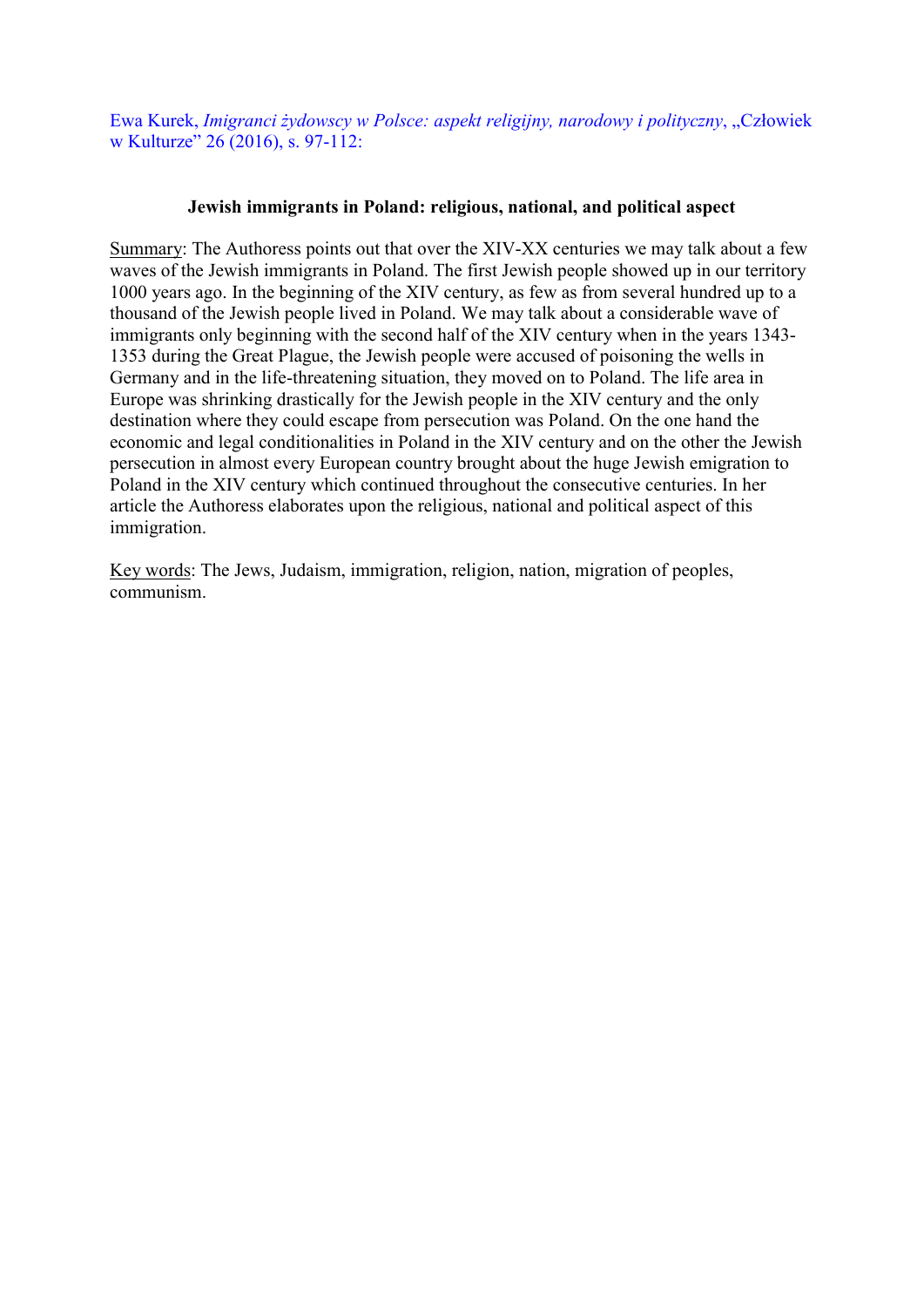Ewa Kurek, *Imigranci żydowscy w Polsce: aspekt religijny, narodowy i polityczny*, „Człowiek w Kulturze" 26 (2016), s. 97-112:

**Jewish immigrants in Poland: religious, national, and political aspect**

Summary: The Authoress points out that over the XIV-XX centuries we may talk about a few waves of the Jewish immigrants in Poland. The first Jewish people showed up in our territory 1000 years ago. In the beginning of the XIV century, as few as from several hundred up to a thousand of the Jewish people lived in Poland. We may talk about a considerable wave of immigrants only beginning with the second half of the XIV century when in the years 1343-1353 during the Great Plague, the Jewish people were accused of poisoning the wells in Germany and in the life-threatening situation, they moved on to Poland. The life area in Europe was shrinking drastically for the Jewish people in the XIV century and the only destination where they could escape from persecution was Poland. On the one hand the economic and legal conditionalities in Poland in the XIV century and on the other the Jewish persecution in almost every European country brought about the huge Jewish emigration to Poland in the XIV century which continued throughout the consecutive centuries. In her article the Authoress elaborates upon the religious, national and political aspect of this immigration.

Key words: The Jews, Judaism, immigration, religion, nation, migration of peoples, communism.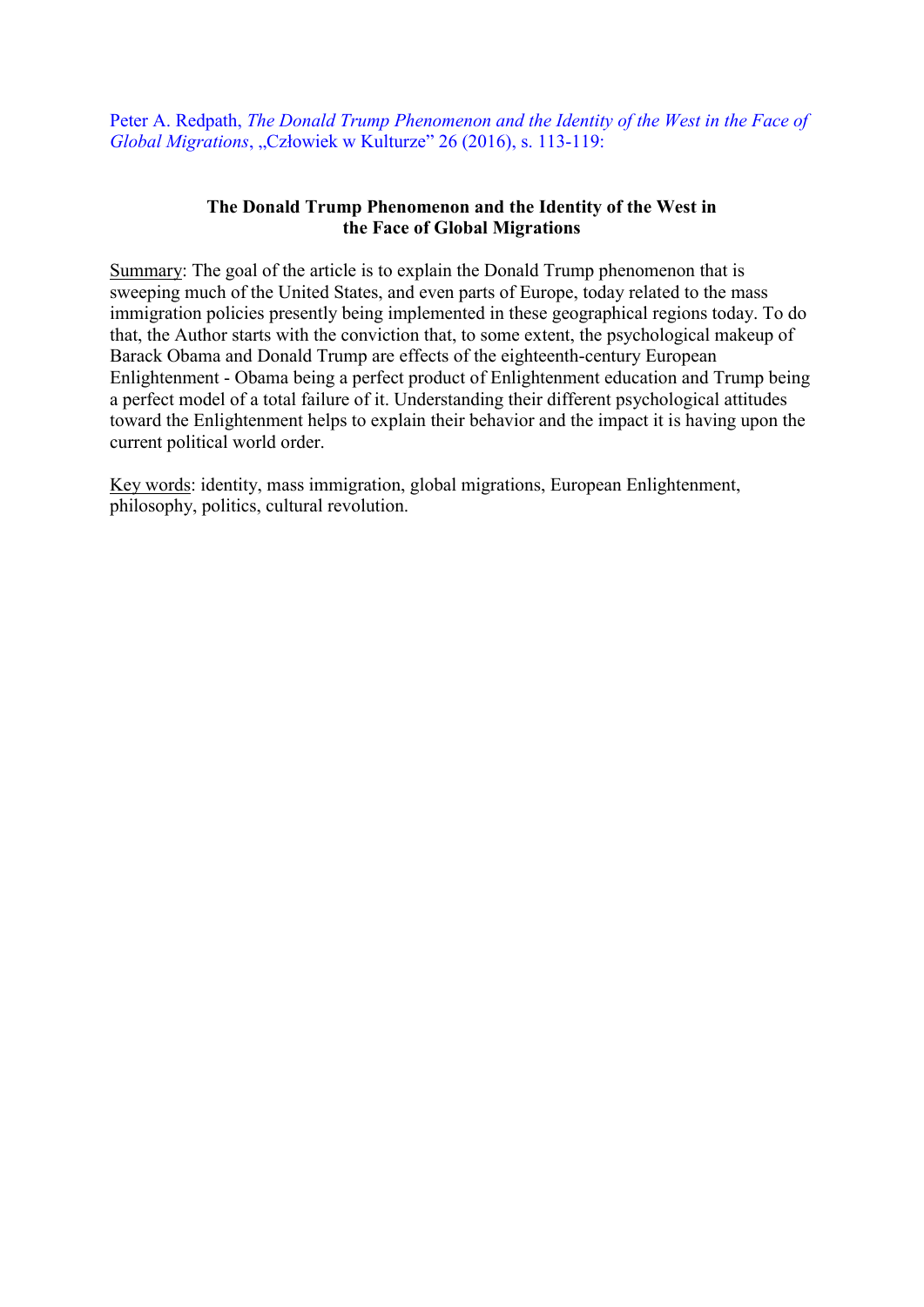Peter A. Redpath, *The Donald Trump Phenomenon and the Identity of the West in the Face of Global Migrations*, „Człowiek w Kulturze" 26 (2016), s. 113-119:

**The Donald Trump Phenomenon and the Identity of the West in the Face of Global Migrations**

Summary: The goal of the article is to explain the Donald Trump phenomenon that is sweeping much of the United States, and even parts of Europe, today related to the mass immigration policies presently being implemented in these geographical regions today. To do that, the Author starts with the conviction that, to some extent, the psychological makeup of Barack Obama and Donald Trump are effects of the eighteenth-century European Enlightenment - Obama being a perfect product of Enlightenment education and Trump being a perfect model of a total failure of it. Understanding their different psychological attitudes toward the Enlightenment helps to explain their behavior and the impact it is having upon the current political world order.

Key words: identity, mass immigration, global migrations, European Enlightenment, philosophy, politics, cultural revolution.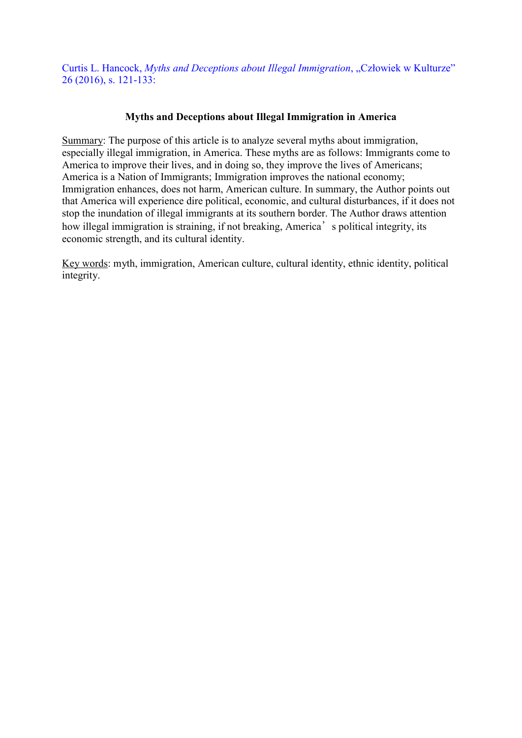Curtis L. Hancock, *Myths and Deceptions about Illegal Immigration*, „Człowiek w Kulturze" 26 (2016), s. 121-133:

**Myths and Deceptions about Illegal Immigration in America**

Summary: The purpose of this article is to analyze several myths about immigration, especially illegal immigration, in America. These myths are as follows: Immigrants come to America to improve their lives, and in doing so, they improve the lives of Americans; America is a Nation of Immigrants; Immigration improves the national economy; Immigration enhances, does not harm, American culture. In summary, the Author points out that America will experience dire political, economic, and cultural disturbances, if it does not stop the inundation of illegal immigrants at its southern border. The Author draws attention how illegal immigration is straining, if not breaking, America's political integrity, its economic strength, and its cultural identity.

Key words: myth, immigration, American culture, cultural identity, ethnic identity, political integrity.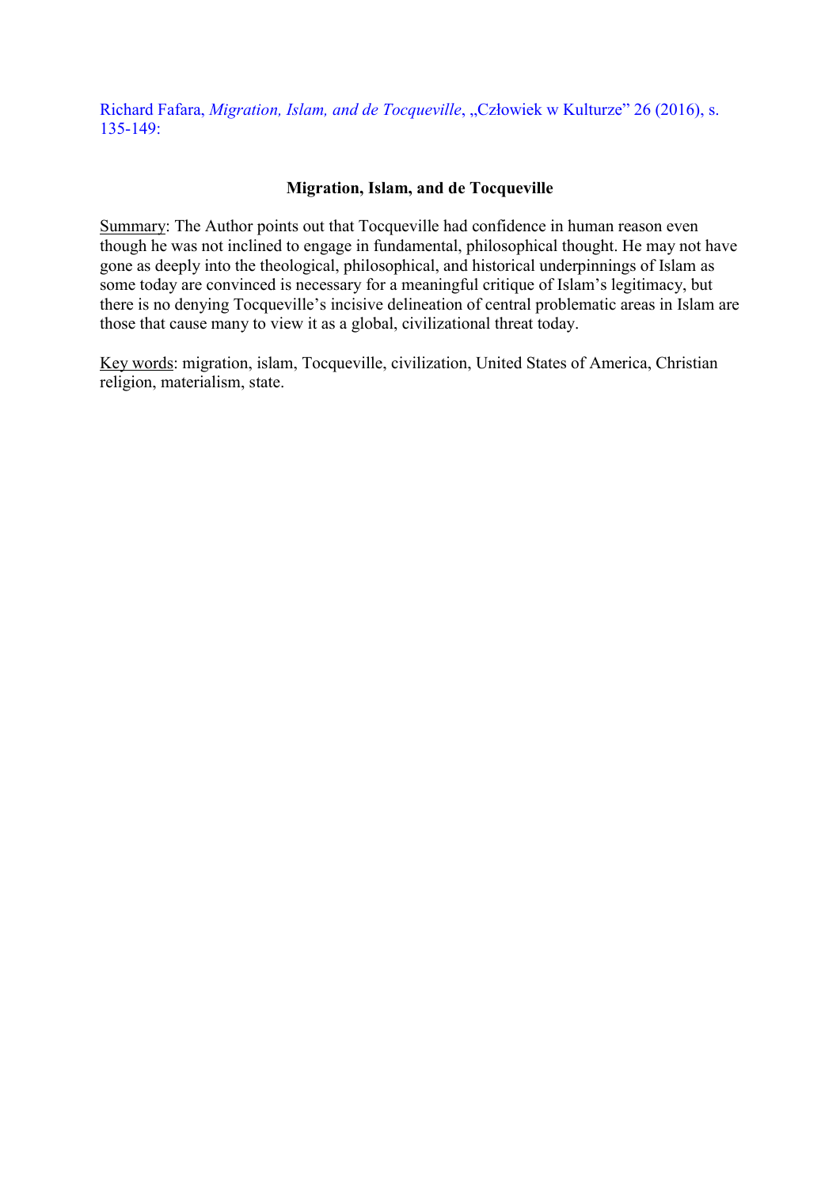Richard Fafara, *Migration, Islam, and de Tocqueville*, „Człowiek w Kulturze" 26 (2016), s. 135-149:

**Migration, Islam, and de Tocqueville**

Summary: The Author points out that Tocqueville had confidence in human reason even though he was not inclined to engage in fundamental, philosophical thought. He may not have gone as deeply into the theological, philosophical, and historical underpinnings of Islam as some today are convinced is necessary for a meaningful critique of Islam's legitimacy, but there is no denying Tocqueville's incisive delineation of central problematic areas in Islam are those that cause many to view it as a global, civilizational threat today.

Key words: migration, islam, Tocqueville, civilization, United States of America, Christian religion, materialism, state.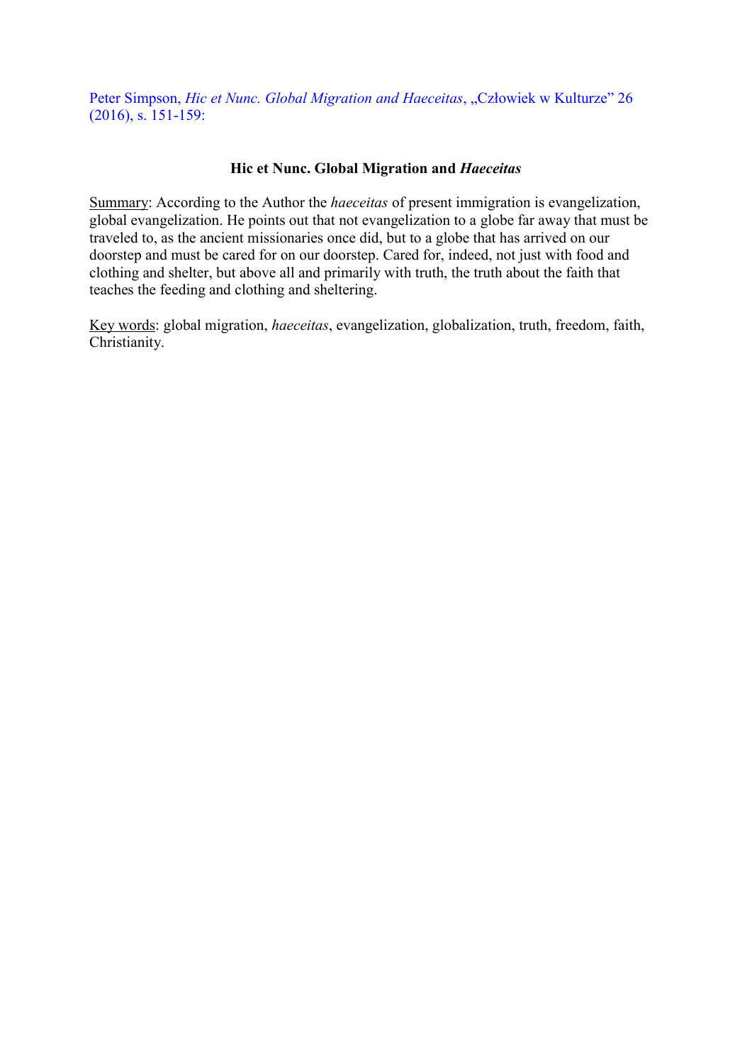Peter Simpson, *Hic et Nunc. Global Migration and Haeceitas*, „Człowiek w Kulturze" 26 (2016), s. 151-159:

## Hic et Nunc. Global Migration and *Haeceitas*

<u>Summary</u>: According to the Author the *haeceitas* of present immigration is evangelization, global evangelization. He points out that not evangelization to a globe far away that must be traveled to, as the ancient missionaries once did, but to a globe that has arrived on our doorstep and must be cared for on our doorstep. Cared for, indeed, not just with food and clothing and shelter, but above all and primarily with truth, the truth about the faith that teaches the feeding and clothing and sheltering.

<u>Key words</u>: global migration, *haeceitas*, evangelization, globalization, truth, freedom, faith, Christianity.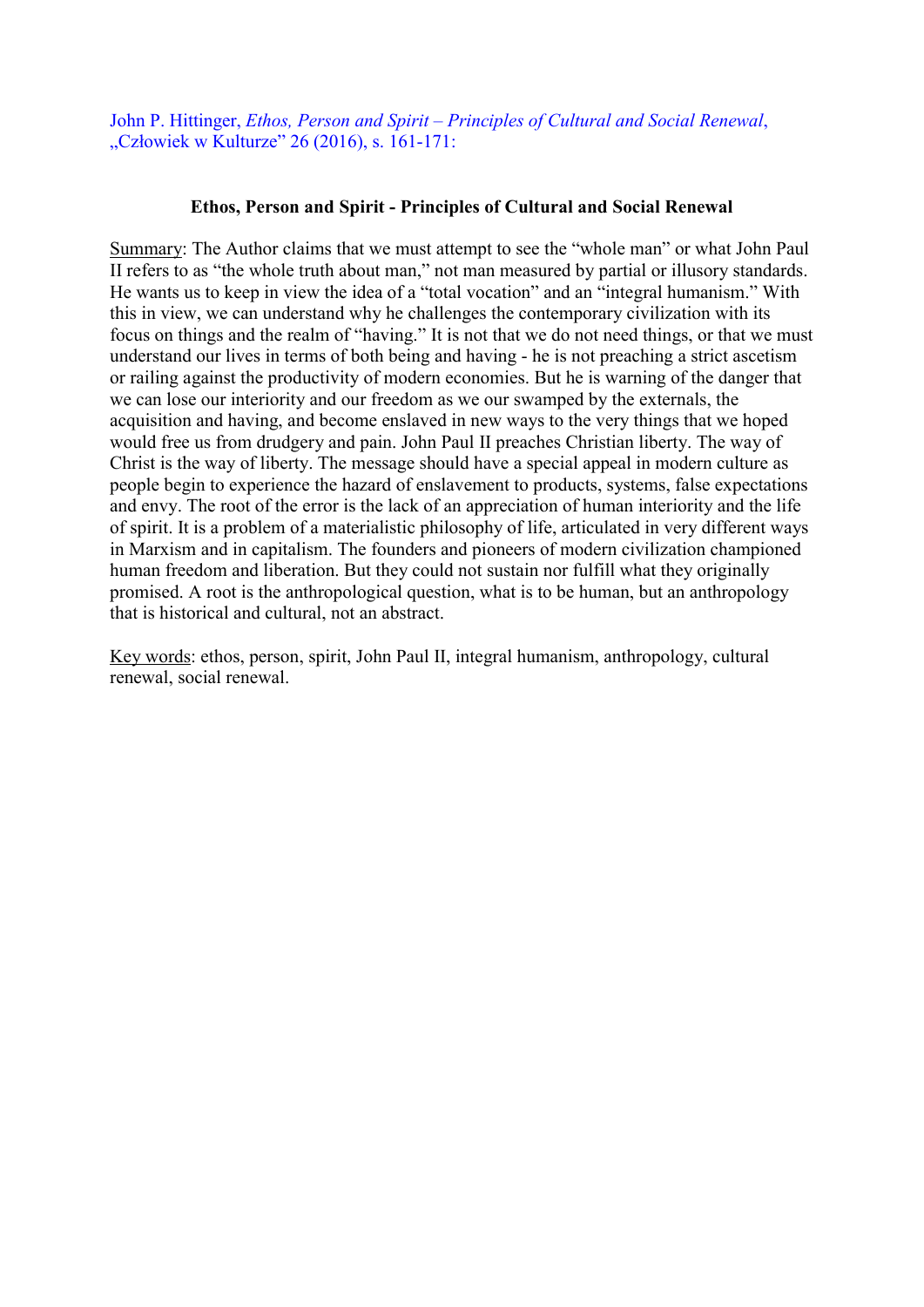John P. Hittinger, *Ethos, Person and Spirit – Principles of Cultural and Social Renewal*, „Człowiek w Kulturze" 26 (2016), s. 161-171:

**Ethos, Person and Spirit - Principles of Cultural and Social Renewal**

Summary: The Author claims that we must attempt to see the "whole man" or what John Paul II refers to as "the whole truth about man," not man measured by partial or illusory standards. He wants us to keep in view the idea of a "total vocation" and an "integral humanism." With this in view, we can understand why he challenges the contemporary civilization with its focus on things and the realm of "having." It is not that we do not need things, or that we must understand our lives in terms of both being and having - he is not preaching a strict ascetism or railing against the productivity of modern economies. But he is warning of the danger that we can lose our interiority and our freedom as we our swamped by the externals, the acquisition and having, and become enslaved in new ways to the very things that we hoped would free us from drudgery and pain. John Paul II preaches Christian liberty. The way of Christ is the way of liberty. The message should have a special appeal in modern culture as people begin to experience the hazard of enslavement to products, systems, false expectations and envy. The root of the error is the lack of an appreciation of human interiority and the life of spirit. It is a problem of a materialistic philosophy of life, articulated in very different ways in Marxism and in capitalism. The founders and pioneers of modern civilization championed human freedom and liberation. But they could not sustain nor fulfill what they originally promised. A root is the anthropological question, what is to be human, but an anthropology that is historical and cultural, not an abstract.

Key words: ethos, person, spirit, John Paul II, integral humanism, anthropology, cultural renewal, social renewal.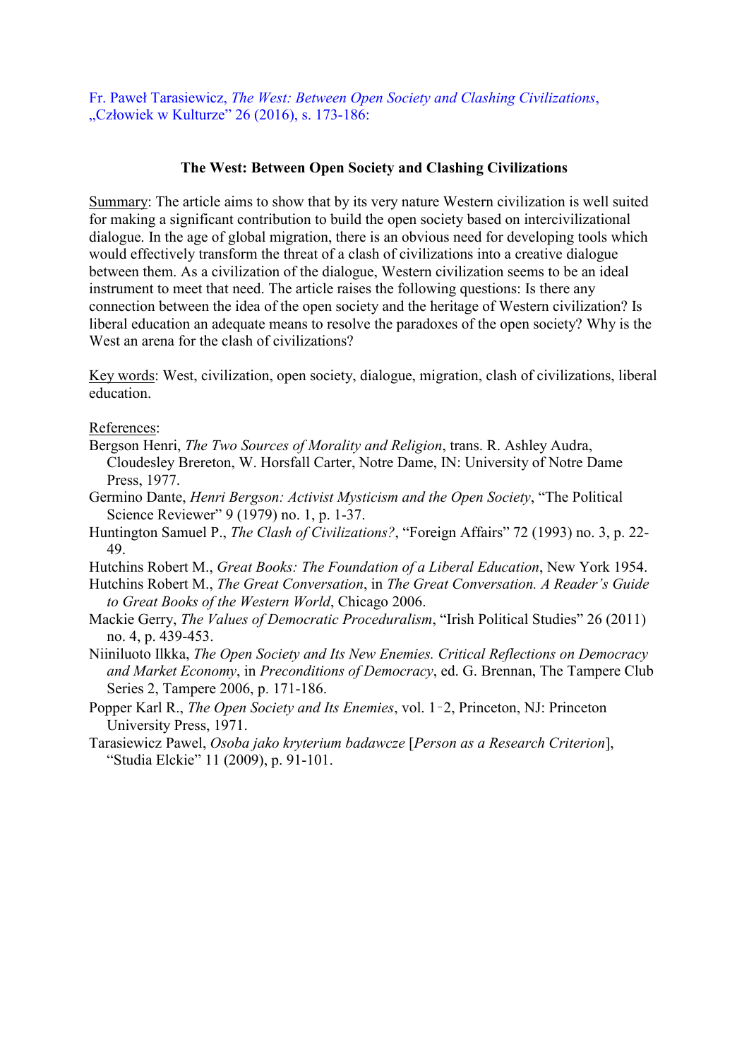Fr. Paweł Tarasiewicz, *The West: Between Open Society and Clashing Civilizations*, „Człowiek w Kulturze" 26 (2016), s. 173-186:

**The West: Between Open Society and Clashing Civilizations**

Summary: The article aims to show that by its very nature Western civilization is well suited for making a significant contribution to build the open society based on intercivilizational dialogue. In the age of global migration, there is an obvious need for developing tools which would effectively transform the threat of a clash of civilizations into a creative dialogue between them. As a civilization of the dialogue, Western civilization seems to be an ideal instrument to meet that need. The article raises the following questions: Is there any connection between the idea of the open society and the heritage of Western civilization? Is liberal education an adequate means to resolve the paradoxes of the open society? Why is the West an arena for the clash of civilizations?

Key words: West, civilization, open society, dialogue, migration, clash of civilizations, liberal education.

References:

Bergson Henri, *The Two Sources of Morality and Religion*, trans. R. Ashley Audra, Cloudesley Brereton, W. Horsfall Carter, Notre Dame, IN: University of Notre Dame Press, 1977.

Germino Dante, *Henri Bergson: Activist Mysticism and the Open Society*, "The Political Science Reviewer" 9 (1979) no. 1, p. 1-37.

Huntington Samuel P., *The Clash of Civilizations?*, "Foreign Affairs" 72 (1993) no. 3, p. 22-49.

Hutchins Robert M., *Great Books: The Foundation of a Liberal Education*, New York 1954.

Hutchins Robert M., *The Great Conversation*, in *The Great Conversation. A Reader's Guide to Great Books of the Western World*, Chicago 2006.

Mackie Gerry, *The Values of Democratic Proceduralism*, "Irish Political Studies" 26 (2011) no. 4, p. 439-453.

Niiniluoto Ilkka, *The Open Society and Its New Enemies. Critical Reflections on Democracy and Market Economy*, in *Preconditions of Democracy*, ed. G. Brennan, The Tampere Club Series 2, Tampere 2006, p. 171-186.

Popper Karl R., *The Open Society and Its Enemies*, vol. 1‑2, Princeton, NJ: Princeton University Press, 1971.

Tarasiewicz Pawel, *Osoba jako kryterium badawcze* [*Person as a Research Criterion*], "Studia Elckie" 11 (2009), p. 91-101.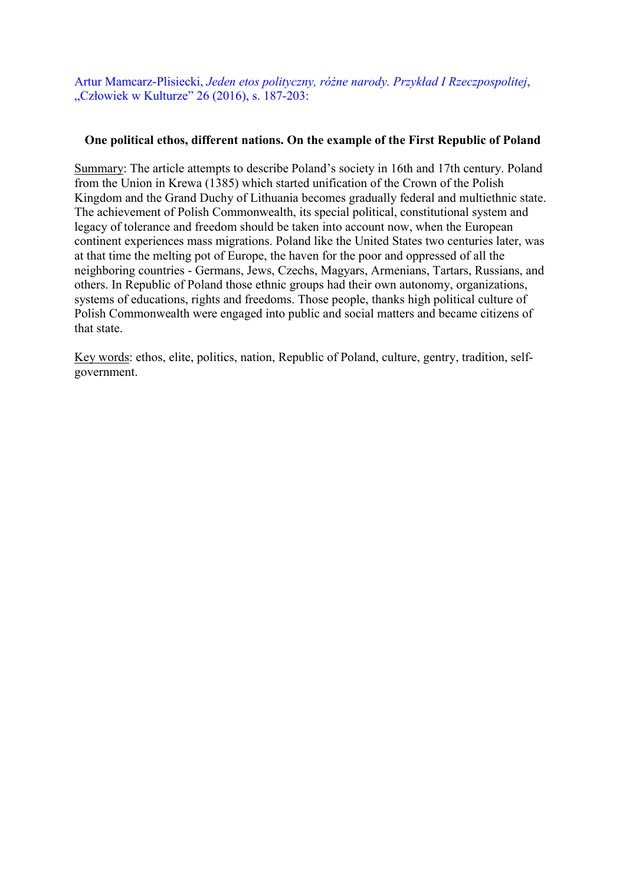Artur Mamcarz-Plisiecki, *Jeden etos polityczny, różne narody. Przykład I Rzeczpospolitej*, „Człowiek w Kulturze" 26 (2016), s. 187-203:

**One political ethos, different nations. On the example of the First Republic of Poland**

Summary: The article attempts to describe Poland's society in 16th and 17th century. Poland from the Union in Krewa (1385) which started unification of the Crown of the Polish Kingdom and the Grand Duchy of Lithuania becomes gradually federal and multiethnic state. The achievement of Polish Commonwealth, its special political, constitutional system and legacy of tolerance and freedom should be taken into account now, when the European continent experiences mass migrations. Poland like the United States two centuries later, was at that time the melting pot of Europe, the haven for the poor and oppressed of all the neighboring countries - Germans, Jews, Czechs, Magyars, Armenians, Tartars, Russians, and others. In Republic of Poland those ethnic groups had their own autonomy, organizations, systems of educations, rights and freedoms. Those people, thanks high political culture of Polish Commonwealth were engaged into public and social matters and became citizens of that state.

Key words: ethos, elite, politics, nation, Republic of Poland, culture, gentry, tradition, self-government.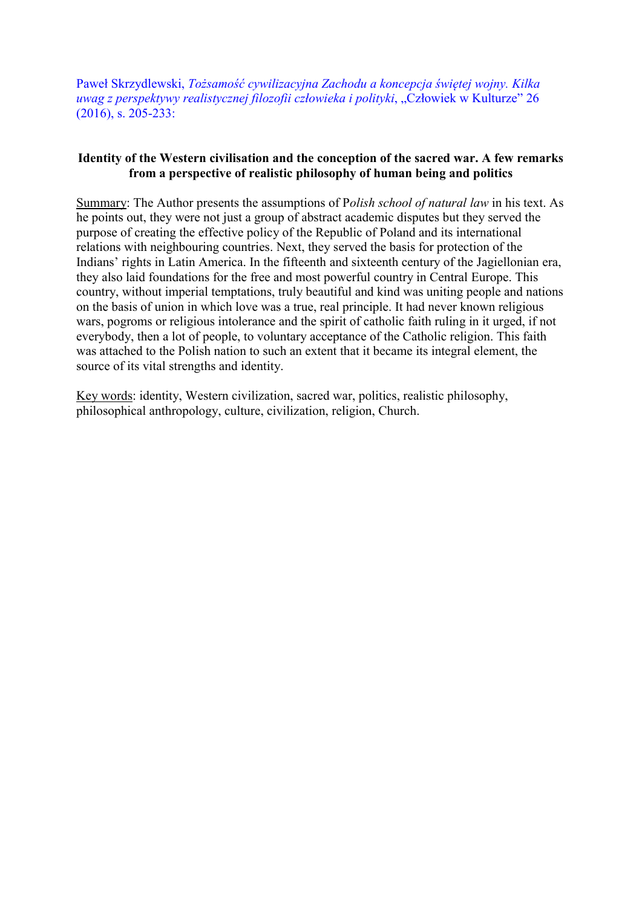Paweł Skrzydlewski, *Tożsamość cywilizacyjna Zachodu a koncepcja świętej wojny. Kilka uwag z perspektywy realistycznej filozofii człowieka i polityki*, „Człowiek w Kulturze" 26 (2016), s. 205-233:

**Identity of the Western civilisation and the conception of the sacred war. A few remarks from a perspective of realistic philosophy of human being and politics**

Summary: The Author presents the assumptions of P*olish school of natural law* in his text. As he points out, they were not just a group of abstract academic disputes but they served the purpose of creating the effective policy of the Republic of Poland and its international relations with neighbouring countries. Next, they served the basis for protection of the Indians' rights in Latin America. In the fifteenth and sixteenth century of the Jagiellonian era, they also laid foundations for the free and most powerful country in Central Europe. This country, without imperial temptations, truly beautiful and kind was uniting people and nations on the basis of union in which love was a true, real principle. It had never known religious wars, pogroms or religious intolerance and the spirit of catholic faith ruling in it urged, if not everybody, then a lot of people, to voluntary acceptance of the Catholic religion. This faith was attached to the Polish nation to such an extent that it became its integral element, the source of its vital strengths and identity.

Key words: identity, Western civilization, sacred war, politics, realistic philosophy, philosophical anthropology, culture, civilization, religion, Church.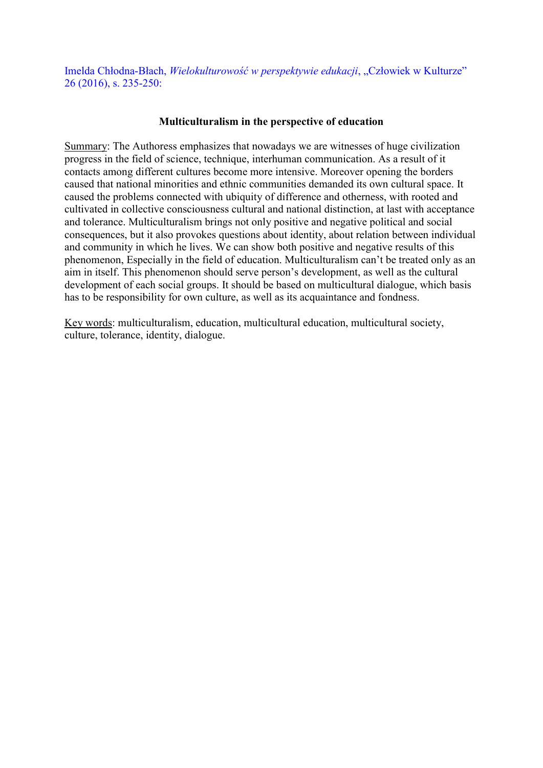Imelda Chłodna-Błach, *Wielokulturowość w perspektywie edukacji*, „Człowiek w Kulturze" 26 (2016), s. 235-250:

**Multiculturalism in the perspective of education**

Summary: The Authoress emphasizes that nowadays we are witnesses of huge civilization progress in the field of science, technique, interhuman communication. As a result of it contacts among different cultures become more intensive. Moreover opening the borders caused that national minorities and ethnic communities demanded its own cultural space. It caused the problems connected with ubiquity of difference and otherness, with rooted and cultivated in collective consciousness cultural and national distinction, at last with acceptance and tolerance. Multiculturalism brings not only positive and negative political and social consequences, but it also provokes questions about identity, about relation between individual and community in which he lives. We can show both positive and negative results of this phenomenon, Especially in the field of education. Multiculturalism can't be treated only as an aim in itself. This phenomenon should serve person's development, as well as the cultural development of each social groups. It should be based on multicultural dialogue, which basis has to be responsibility for own culture, as well as its acquaintance and fondness.

Key words: multiculturalism, education, multicultural education, multicultural society, culture, tolerance, identity, dialogue.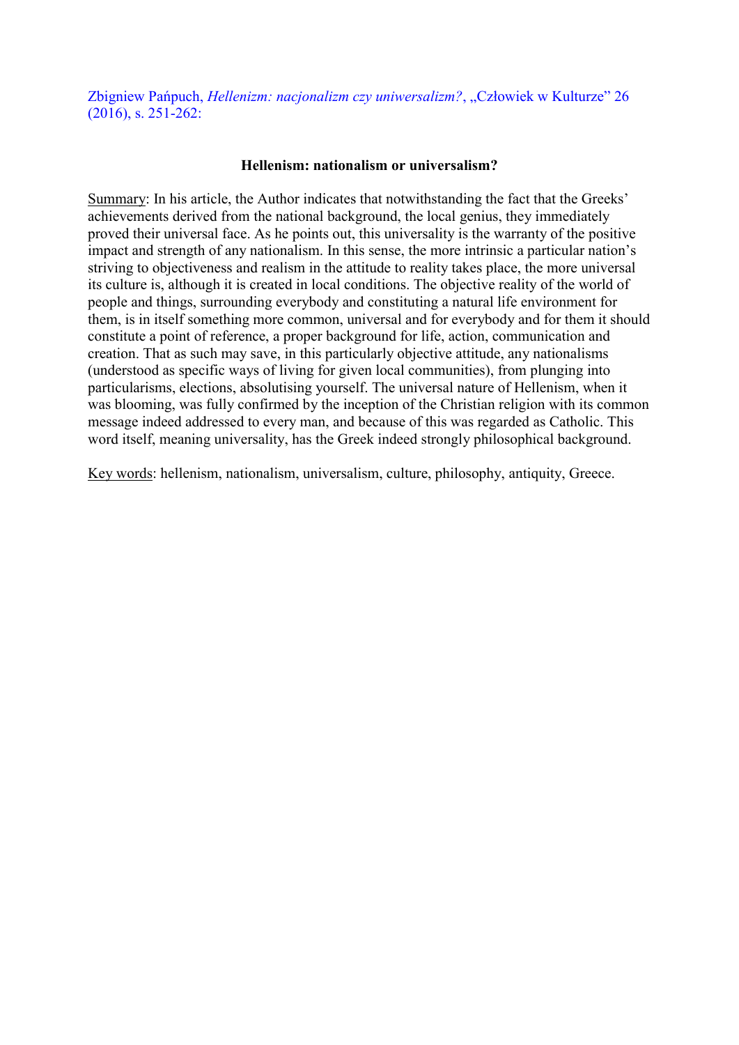Zbigniew Pańpuch, *Hellenizm: nacjonalizm czy uniwersalizm?*, „Człowiek w Kulturze" 26 (2016), s. 251-262:

**Hellenism: nationalism or universalism?**

Summary: In his article, the Author indicates that notwithstanding the fact that the Greeks' achievements derived from the national background, the local genius, they immediately proved their universal face. As he points out, this universality is the warranty of the positive impact and strength of any nationalism. In this sense, the more intrinsic a particular nation's striving to objectiveness and realism in the attitude to reality takes place, the more universal its culture is, although it is created in local conditions. The objective reality of the world of people and things, surrounding everybody and constituting a natural life environment for them, is in itself something more common, universal and for everybody and for them it should constitute a point of reference, a proper background for life, action, communication and creation. That as such may save, in this particularly objective attitude, any nationalisms (understood as specific ways of living for given local communities), from plunging into particularisms, elections, absolutising yourself. The universal nature of Hellenism, when it was blooming, was fully confirmed by the inception of the Christian religion with its common message indeed addressed to every man, and because of this was regarded as Catholic. This word itself, meaning universality, has the Greek indeed strongly philosophical background.

Key words: hellenism, nationalism, universalism, culture, philosophy, antiquity, Greece.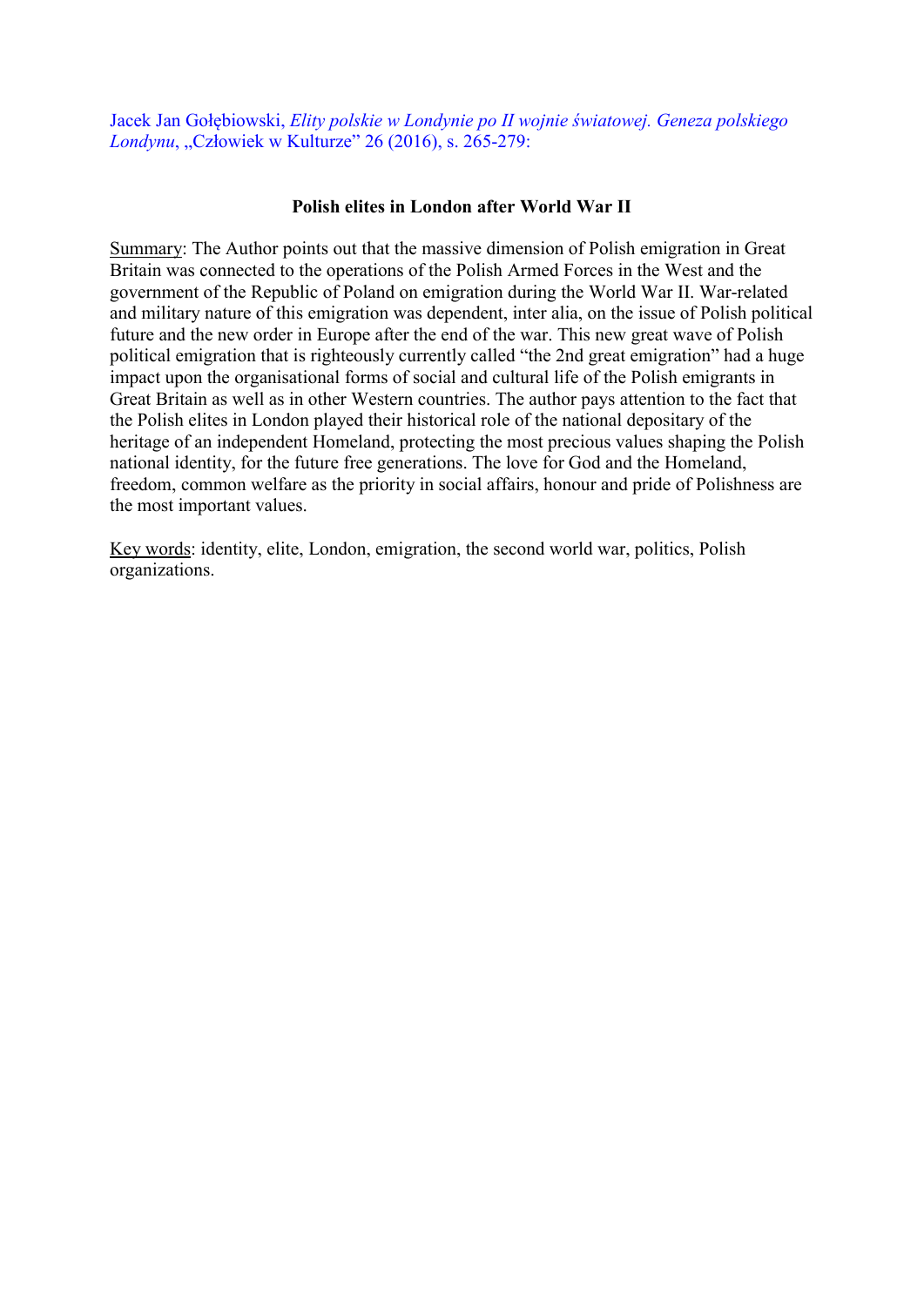Jacek Jan Gołębiowski, *Elity polskie w Londynie po II wojnie światowej. Geneza polskiego Londynu*, „Człowiek w Kulturze" 26 (2016), s. 265-279:

**Polish elites in London after World War II**

Summary: The Author points out that the massive dimension of Polish emigration in Great Britain was connected to the operations of the Polish Armed Forces in the West and the government of the Republic of Poland on emigration during the World War II. War-related and military nature of this emigration was dependent, inter alia, on the issue of Polish political future and the new order in Europe after the end of the war. This new great wave of Polish political emigration that is righteously currently called "the 2nd great emigration" had a huge impact upon the organisational forms of social and cultural life of the Polish emigrants in Great Britain as well as in other Western countries. The author pays attention to the fact that the Polish elites in London played their historical role of the national depositary of the heritage of an independent Homeland, protecting the most precious values shaping the Polish national identity, for the future free generations. The love for God and the Homeland, freedom, common welfare as the priority in social affairs, honour and pride of Polishness are the most important values.

Key words: identity, elite, London, emigration, the second world war, politics, Polish organizations.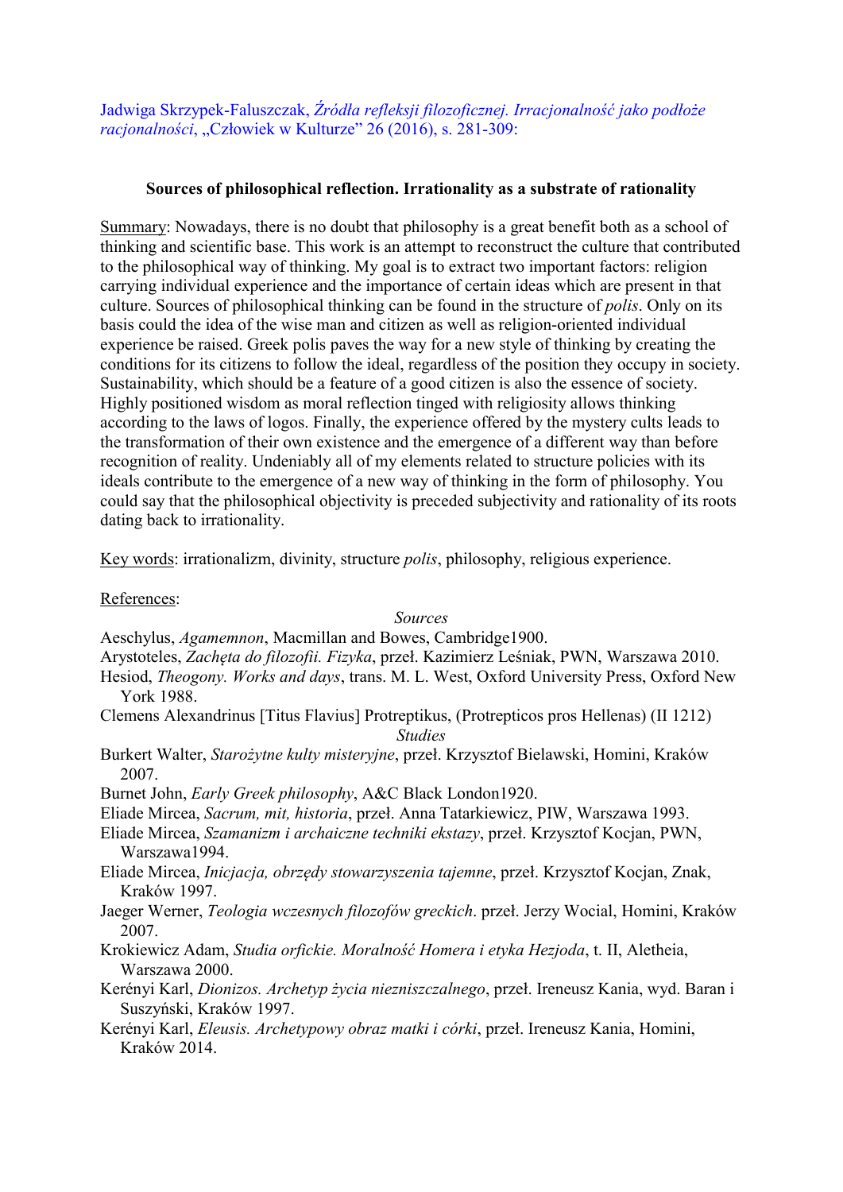Jadwiga Skrzypek-Faluszczak, *Źródła refleksji filozoficznej. Irracjonalność jako podłoże racjonalności*, „Człowiek w Kulturze" 26 (2016), s. 281-309:

**Sources of philosophical reflection. Irrationality as a substrate of rationality**

Summary: Nowadays, there is no doubt that philosophy is a great benefit both as a school of thinking and scientific base. This work is an attempt to reconstruct the culture that contributed to the philosophical way of thinking. My goal is to extract two important factors: religion carrying individual experience and the importance of certain ideas which are present in that culture. Sources of philosophical thinking can be found in the structure of *polis*. Only on its basis could the idea of the wise man and citizen as well as religion-oriented individual experience be raised. Greek polis paves the way for a new style of thinking by creating the conditions for its citizens to follow the ideal, regardless of the position they occupy in society. Sustainability, which should be a feature of a good citizen is also the essence of society. Highly positioned wisdom as moral reflection tinged with religiosity allows thinking according to the laws of logos. Finally, the experience offered by the mystery cults leads to the transformation of their own existence and the emergence of a different way than before recognition of reality. Undeniably all of my elements related to structure policies with its ideals contribute to the emergence of a new way of thinking in the form of philosophy. You could say that the philosophical objectivity is preceded subjectivity and rationality of its roots dating back to irrationality.

Key words: irrationalizm, divinity, structure *polis*, philosophy, religious experience.

References:

*Sources*

Aeschylus, *Agamemnon*, Macmillan and Bowes, Cambridge1900.

Arystoteles, *Zachęta do filozofii. Fizyka*, przeł. Kazimierz Leśniak, PWN, Warszawa 2010.

Hesiod, *Theogony. Works and days*, trans. M. L. West, Oxford University Press, Oxford New York 1988.

Clemens Alexandrinus [Titus Flavius] Protreptikus, (Protrepticos pros Hellenas) (II 1212)

*Studies*

Burkert Walter, *Starożytne kulty misteryjne*, przeł. Krzysztof Bielawski, Homini, Kraków 2007.

Burnet John, *Early Greek philosophy*, A&C Black London1920.

Eliade Mircea, *Sacrum, mit, historia*, przeł. Anna Tatarkiewicz, PIW, Warszawa 1993.

Eliade Mircea, *Szamanizm i archaiczne techniki ekstazy*, przeł. Krzysztof Kocjan, PWN, Warszawa1994.

Eliade Mircea, *Inicjacja, obrzędy stowarzyszenia tajemne*, przeł. Krzysztof Kocjan, Znak, Kraków 1997.

Jaeger Werner, *Teologia wczesnych filozofów greckich*. przeł. Jerzy Wocial, Homini, Kraków 2007.

Krokiewicz Adam, *Studia orfickie. Moralność Homera i etyka Hezjoda*, t. II, Aletheia, Warszawa 2000.

Kerényi Karl, *Dionizos. Archetyp życia niezniszczalnego*, przeł. Ireneusz Kania, wyd. Baran i Suszyński, Kraków 1997.

Kerényi Karl, *Eleusis. Archetypowy obraz matki i córki*, przeł. Ireneusz Kania, Homini, Kraków 2014.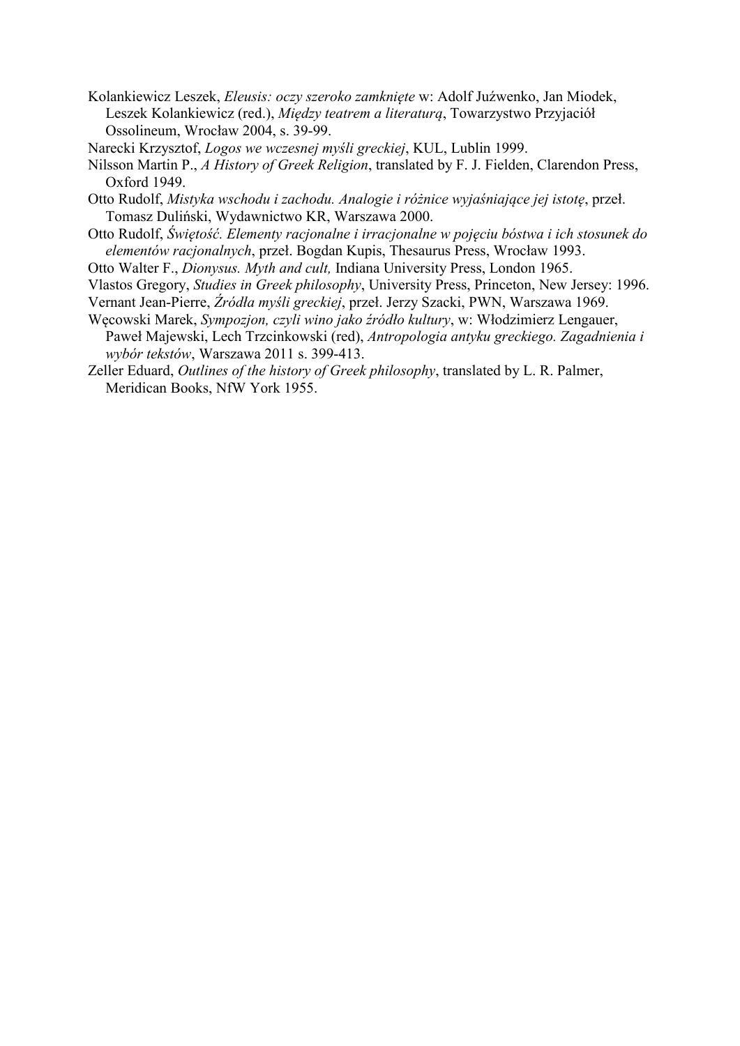Kolankiewicz Leszek, *Eleusis: oczy szeroko zamknięte* w: Adolf Juźwenko, Jan Miodek, Leszek Kolankiewicz (red.), *Między teatrem a literaturą*, Towarzystwo Przyjaciół Ossolineum, Wrocław 2004, s. 39-99.

Narecki Krzysztof, *Logos we wczesnej myśli greckiej*, KUL, Lublin 1999.

Nilsson Martin P., *A History of Greek Religion*, translated by F. J. Fielden, Clarendon Press, Oxford 1949.

Otto Rudolf, *Mistyka wschodu i zachodu. Analogie i różnice wyjaśniające jej istotę*, przeł. Tomasz Duliński, Wydawnictwo KR, Warszawa 2000.

Otto Rudolf, *Świętość. Elementy racjonalne i irracjonalne w pojęciu bóstwa i ich stosunek do elementów racjonalnych*, przeł. Bogdan Kupis, Thesaurus Press, Wrocław 1993.

Otto Walter F., *Dionysus. Myth and cult,* Indiana University Press, London 1965.

Vlastos Gregory, *Studies in Greek philosophy*, University Press, Princeton, New Jersey: 1996.

Vernant Jean-Pierre, *Źródła myśli greckiej*, przeł. Jerzy Szacki, PWN, Warszawa 1969.

Węcowski Marek, *Sympozjon, czyli wino jako źródło kultury*, w: Włodzimierz Lengauer, Paweł Majewski, Lech Trzcinkowski (red), *Antropologia antyku greckiego. Zagadnienia i wybór tekstów*, Warszawa 2011 s. 399-413.

Zeller Eduard, *Outlines of the history of Greek philosophy*, translated by L. R. Palmer, Meridican Books, NfW York 1955.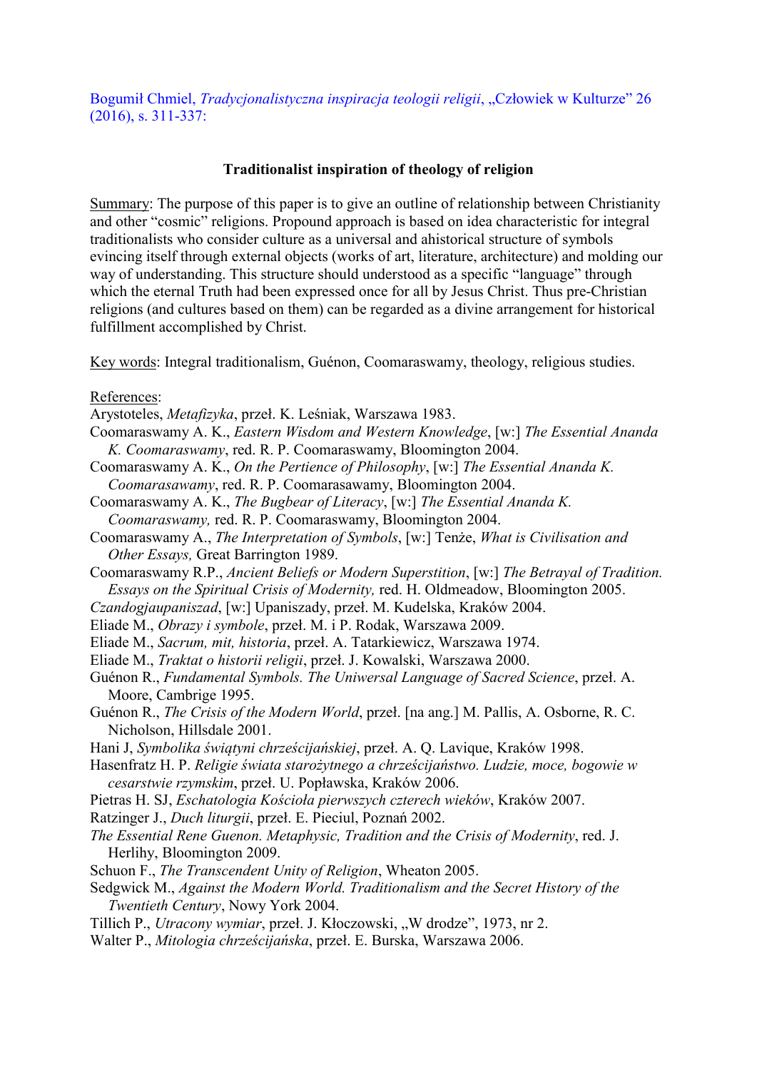Bogumił Chmiel, *Tradycjonalistyczna inspiracja teologii religii*, „Człowiek w Kulturze" 26 (2016), s. 311-337:

**Traditionalist inspiration of theology of religion**

Summary: The purpose of this paper is to give an outline of relationship between Christianity and other "cosmic" religions. Propound approach is based on idea characteristic for integral traditionalists who consider culture as a universal and ahistorical structure of symbols evincing itself through external objects (works of art, literature, architecture) and molding our way of understanding. This structure should understood as a specific "language" through which the eternal Truth had been expressed once for all by Jesus Christ. Thus pre-Christian religions (and cultures based on them) can be regarded as a divine arrangement for historical fulfillment accomplished by Christ.

Key words: Integral traditionalism, Guénon, Coomaraswamy, theology, religious studies.

References:

Arystoteles, *Metafizyka*, przeł. K. Leśniak, Warszawa 1983.

Coomaraswamy A. K., *Eastern Wisdom and Western Knowledge*, [w:] *The Essential Ananda K. Coomaraswamy*, red. R. P. Coomaraswamy, Bloomington 2004.

Coomaraswamy A. K., *On the Pertience of Philosophy*, [w:] *The Essential Ananda K. Coomarasawamy*, red. R. P. Coomarasawamy, Bloomington 2004.

Coomaraswamy A. K., *The Bugbear of Literacy*, [w:] *The Essential Ananda K. Coomaraswamy,* red. R. P. Coomaraswamy, Bloomington 2004.

Coomaraswamy A., *The Interpretation of Symbols*, [w:] Tenże, *What is Civilisation and Other Essays,* Great Barrington 1989.

Coomaraswamy R.P., *Ancient Beliefs or Modern Superstition*, [w:] *The Betrayal of Tradition. Essays on the Spiritual Crisis of Modernity,* red. H. Oldmeadow, Bloomington 2005.

*Czandogjaupaniszad*, [w:] Upaniszady, przeł. M. Kudelska, Kraków 2004.

Eliade M., *Obrazy i symbole*, przeł. M. i P. Rodak, Warszawa 2009.

Eliade M., *Sacrum, mit, historia*, przeł. A. Tatarkiewicz, Warszawa 1974.

Eliade M., *Traktat o historii religii*, przeł. J. Kowalski, Warszawa 2000.

Guénon R., *Fundamental Symbols. The Uniwersal Language of Sacred Science*, przeł. A. Moore, Cambrige 1995.

Guénon R., *The Crisis of the Modern World*, przeł. [na ang.] M. Pallis, A. Osborne, R. C. Nicholson, Hillsdale 2001.

Hani J, *Symbolika świątyni chrześcijańskiej*, przeł. A. Q. Lavique, Kraków 1998.

Hasenfratz H. P. *Religie świata starożytnego a chrześcijaństwo. Ludzie, moce, bogowie w cesarstwie rzymskim*, przeł. U. Popławska, Kraków 2006.

Pietras H. SJ, *Eschatologia Kościoła pierwszych czterech wieków*, Kraków 2007.

Ratzinger J., *Duch liturgii*, przeł. E. Pieciul, Poznań 2002.

*The Essential Rene Guenon. Metaphysic, Tradition and the Crisis of Modernity*, red. J. Herlihy, Bloomington 2009.

Schuon F., *The Transcendent Unity of Religion*, Wheaton 2005.

Sedgwick M., *Against the Modern World. Traditionalism and the Secret History of the Twentieth Century*, Nowy York 2004.

Tillich P., *Utracony wymiar*, przeł. J. Kłoczowski, „W drodze", 1973, nr 2.

Walter P., *Mitologia chrześcijańska*, przeł. E. Burska, Warszawa 2006.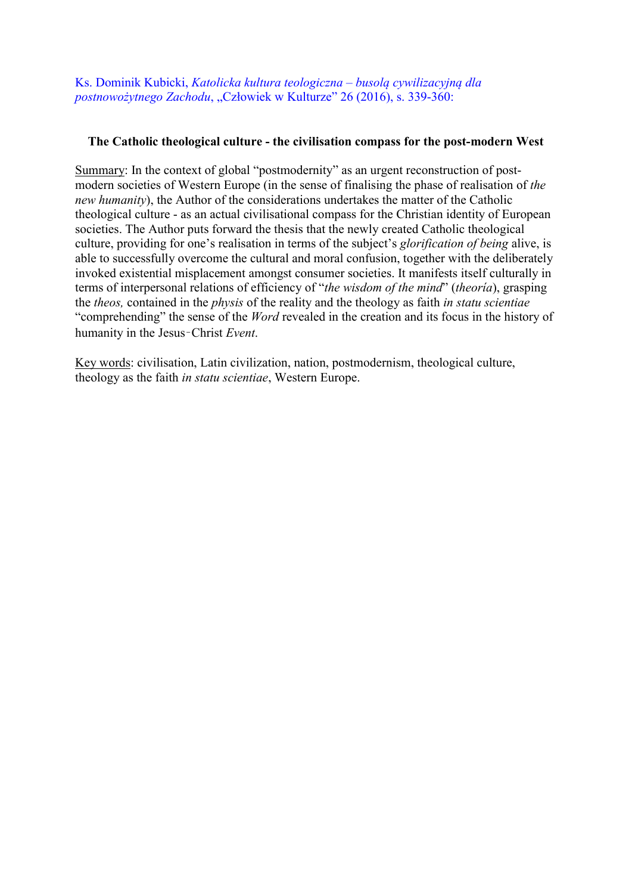Ks. Dominik Kubicki, *Katolicka kultura teologiczna – busolą cywilizacyjną dla postnowożytnego Zachodu*, „Człowiek w Kulturze" 26 (2016), s. 339-360:

**The Catholic theological culture - the civilisation compass for the post-modern West**

Summary: In the context of global "postmodernity" as an urgent reconstruction of post-modern societies of Western Europe (in the sense of finalising the phase of realisation of *the new humanity*), the Author of the considerations undertakes the matter of the Catholic theological culture - as an actual civilisational compass for the Christian identity of European societies. The Author puts forward the thesis that the newly created Catholic theological culture, providing for one's realisation in terms of the subject's *glorification of being* alive, is able to successfully overcome the cultural and moral confusion, together with the deliberately invoked existential misplacement amongst consumer societies. It manifests itself culturally in terms of interpersonal relations of efficiency of "*the wisdom of the mind*" (*theoría*), grasping the *theos,* contained in the *physis* of the reality and the theology as faith *in statu scientiae* "comprehending" the sense of the *Word* revealed in the creation and its focus in the history of humanity in the Jesus‑Christ *Event*.

Key words: civilisation, Latin civilization, nation, postmodernism, theological culture, theology as the faith *in statu scientiae*, Western Europe.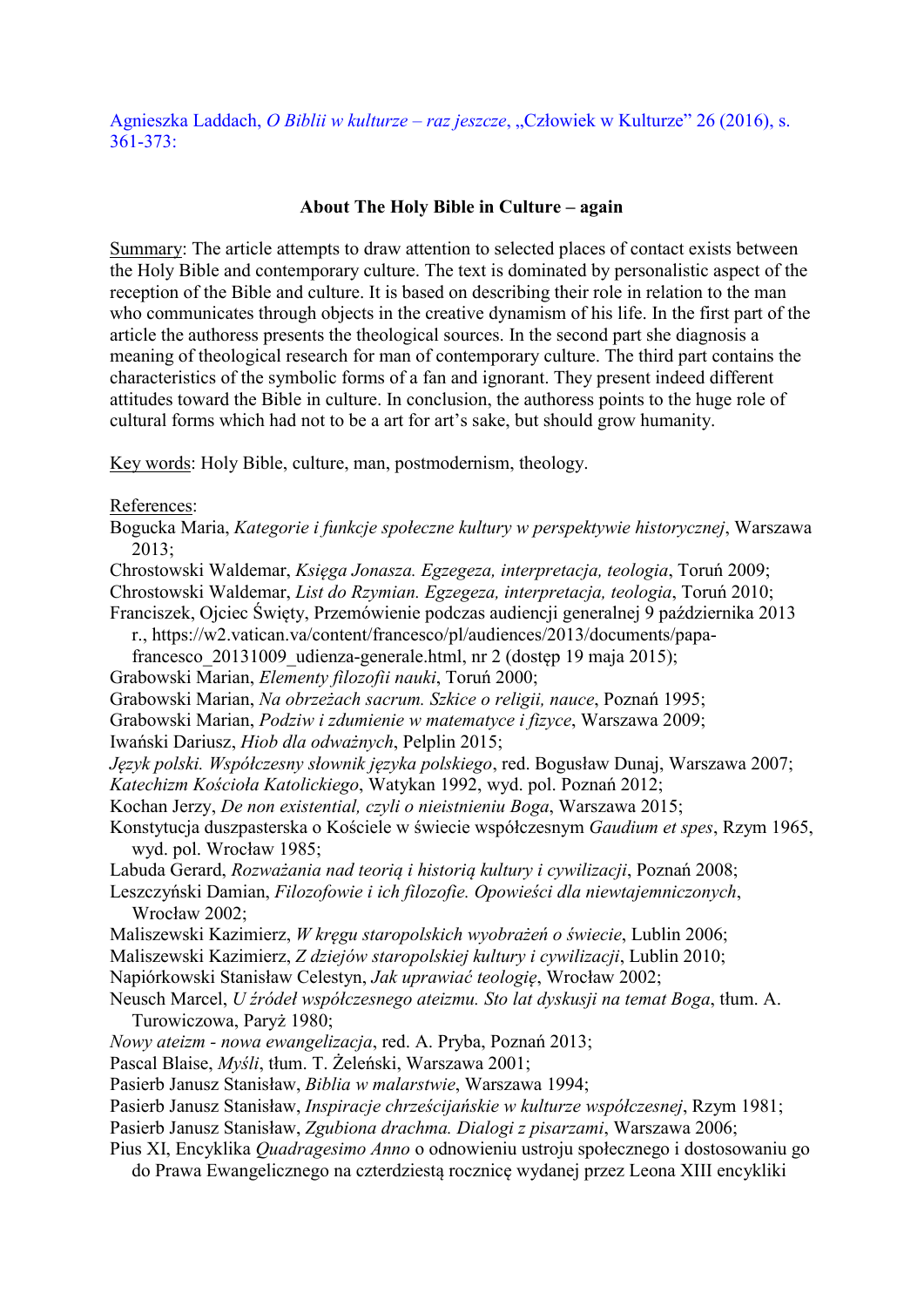Agnieszka Laddach, *O Biblii w kulturze – raz jeszcze*, „Człowiek w Kulturze" 26 (2016), s. 361-373:

**About The Holy Bible in Culture – again**

Summary: The article attempts to draw attention to selected places of contact exists between the Holy Bible and contemporary culture. The text is dominated by personalistic aspect of the reception of the Bible and culture. It is based on describing their role in relation to the man who communicates through objects in the creative dynamism of his life. In the first part of the article the authoress presents the theological sources. In the second part she diagnosis a meaning of theological research for man of contemporary culture. The third part contains the characteristics of the symbolic forms of a fan and ignorant. They present indeed different attitudes toward the Bible in culture. In conclusion, the authoress points to the huge role of cultural forms which had not to be a art for art's sake, but should grow humanity.

Key words: Holy Bible, culture, man, postmodernism, theology.

References:

Bogucka Maria, *Kategorie i funkcje społeczne kultury w perspektywie historycznej*, Warszawa 2013;

Chrostowski Waldemar, *Księga Jonasza. Egzegeza, interpretacja, teologia*, Toruń 2009;

Chrostowski Waldemar, *List do Rzymian. Egzegeza, interpretacja, teologia*, Toruń 2010;

Franciszek, Ojciec Święty, Przemówienie podczas audiencji generalnej 9 października 2013 r., https://w2.vatican.va/content/francesco/pl/audiences/2013/documents/papa-francesco_20131009_udienza-generale.html, nr 2 (dostęp 19 maja 2015);

Grabowski Marian, *Elementy filozofii nauki*, Toruń 2000;

Grabowski Marian, *Na obrzeżach sacrum. Szkice o religii, nauce*, Poznań 1995;

Grabowski Marian, *Podziw i zdumienie w matematyce i fizyce*, Warszawa 2009;

Iwański Dariusz, *Hiob dla odważnych*, Pelplin 2015;

*Język polski. Współczesny słownik języka polskiego*, red. Bogusław Dunaj, Warszawa 2007;

*Katechizm Kościoła Katolickiego*, Watykan 1992, wyd. pol. Poznań 2012;

Kochan Jerzy, *De non existential, czyli o nieistnieniu Boga*, Warszawa 2015;

Konstytucja duszpasterska o Kościele w świecie współczesnym *Gaudium et spes*, Rzym 1965, wyd. pol. Wrocław 1985;

Labuda Gerard, *Rozważania nad teorią i historią kultury i cywilizacji*, Poznań 2008;

Leszczyński Damian, *Filozofowie i ich filozofie. Opowieści dla niewtajemniczonych*, Wrocław 2002;

Maliszewski Kazimierz, *W kręgu staropolskich wyobrażeń o świecie*, Lublin 2006;

Maliszewski Kazimierz, *Z dziejów staropolskiej kultury i cywilizacji*, Lublin 2010;

Napiórkowski Stanisław Celestyn, *Jak uprawiać teologię*, Wrocław 2002;

Neusch Marcel, *U źródeł współczesnego ateizmu. Sto lat dyskusji na temat Boga*, tłum. A. Turowiczowa, Paryż 1980;

*Nowy ateizm - nowa ewangelizacja*, red. A. Pryba, Poznań 2013;

Pascal Blaise, *Myśli*, tłum. T. Żeleński, Warszawa 2001;

Pasierb Janusz Stanisław, *Biblia w malarstwie*, Warszawa 1994;

Pasierb Janusz Stanisław, *Inspiracje chrześcijańskie w kulturze współczesnej*, Rzym 1981;

Pasierb Janusz Stanisław, *Zgubiona drachma. Dialogi z pisarzami*, Warszawa 2006;

Pius XI, Encyklika *Quadragesimo Anno* o odnowieniu ustroju społecznego i dostosowaniu go do Prawa Ewangelicznego na czterdziestą rocznicę wydanej przez Leona XIII encykliki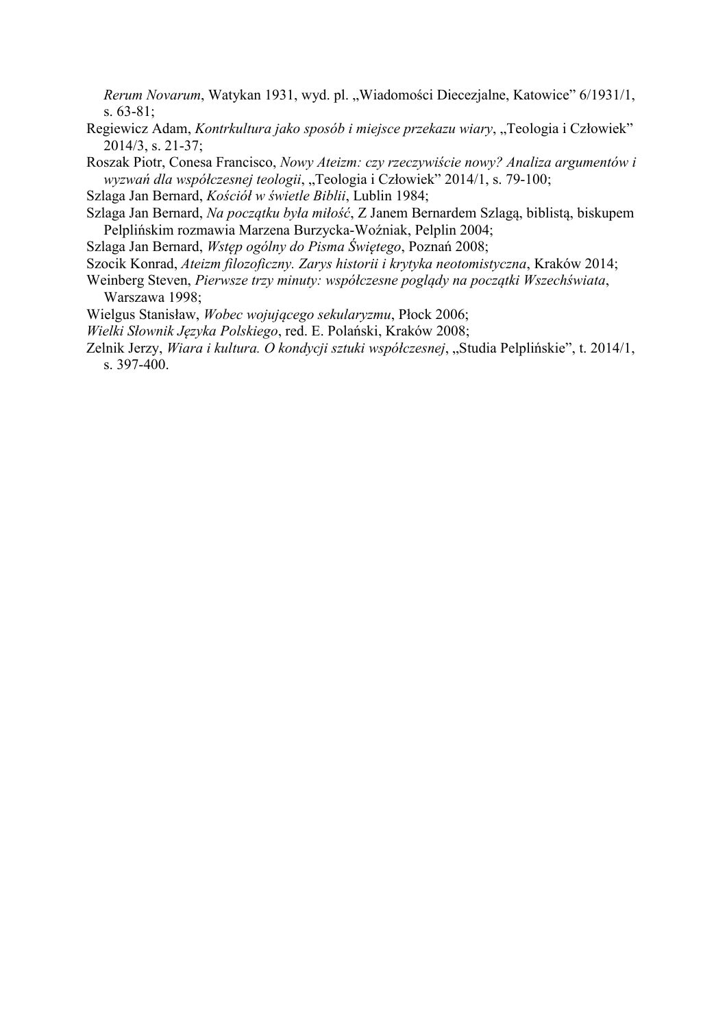*Rerum Novarum*, Watykan 1931, wyd. pl. „Wiadomości Diecezjalne, Katowice" 6/1931/1, s. 63-81;

Regiewicz Adam, *Kontrkultura jako sposób i miejsce przekazu wiary*, „Teologia i Człowiek" 2014/3, s. 21-37;

Roszak Piotr, Conesa Francisco, *Nowy Ateizm: czy rzeczywiście nowy? Analiza argumentów i wyzwań dla współczesnej teologii*, „Teologia i Człowiek" 2014/1, s. 79-100;

Szlaga Jan Bernard, *Kościół w świetle Biblii*, Lublin 1984;

Szlaga Jan Bernard, *Na początku była miłość*, Z Janem Bernardem Szlagą, biblistą, biskupem Pelplińskim rozmawia Marzena Burzycka-Woźniak, Pelplin 2004;

Szlaga Jan Bernard, *Wstęp ogólny do Pisma Świętego*, Poznań 2008;

Szocik Konrad, *Ateizm filozoficzny. Zarys historii i krytyka neotomistyczna*, Kraków 2014;

Weinberg Steven, *Pierwsze trzy minuty: współczesne poglądy na początki Wszechświata*, Warszawa 1998;

Wielgus Stanisław, *Wobec wojującego sekularyzmu*, Płock 2006;

*Wielki Słownik Języka Polskiego*, red. E. Polański, Kraków 2008;

Zelnik Jerzy, *Wiara i kultura. O kondycji sztuki współczesnej*, „Studia Pelplińskie", t. 2014/1, s. 397-400.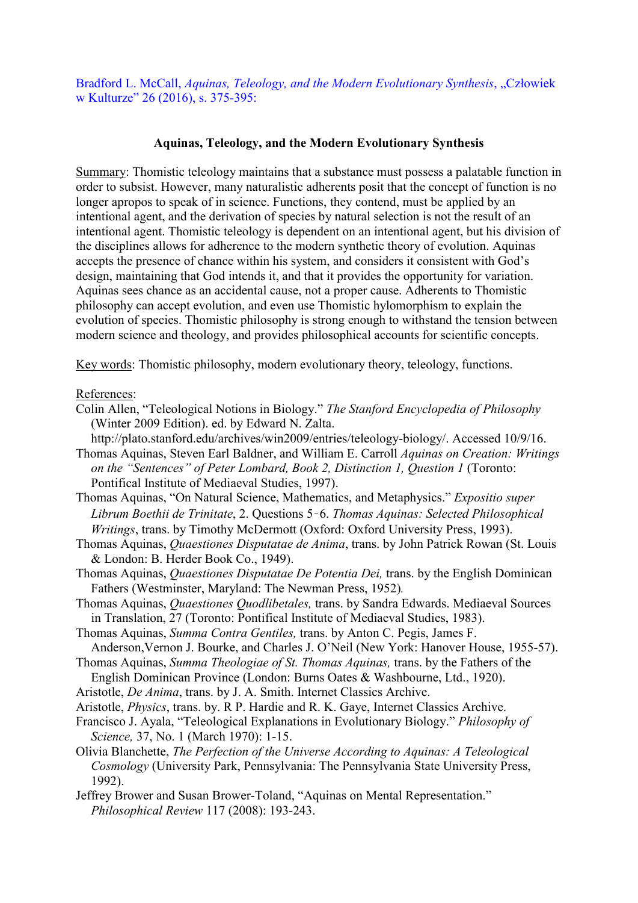Bradford L. McCall, *Aquinas, Teleology, and the Modern Evolutionary Synthesis*, „Człowiek w Kulturze" 26 (2016), s. 375-395:

**Aquinas, Teleology, and the Modern Evolutionary Synthesis**

Summary: Thomistic teleology maintains that a substance must possess a palatable function in order to subsist. However, many naturalistic adherents posit that the concept of function is no longer apropos to speak of in science. Functions, they contend, must be applied by an intentional agent, and the derivation of species by natural selection is not the result of an intentional agent. Thomistic teleology is dependent on an intentional agent, but his division of the disciplines allows for adherence to the modern synthetic theory of evolution. Aquinas accepts the presence of chance within his system, and considers it consistent with God's design, maintaining that God intends it, and that it provides the opportunity for variation. Aquinas sees chance as an accidental cause, not a proper cause. Adherents to Thomistic philosophy can accept evolution, and even use Thomistic hylomorphism to explain the evolution of species. Thomistic philosophy is strong enough to withstand the tension between modern science and theology, and provides philosophical accounts for scientific concepts.

Key words: Thomistic philosophy, modern evolutionary theory, teleology, functions.

References:

Colin Allen, "Teleological Notions in Biology." *The Stanford Encyclopedia of Philosophy* (Winter 2009 Edition). ed. by Edward N. Zalta. http://plato.stanford.edu/archives/win2009/entries/teleology-biology/. Accessed 10/9/16.

Thomas Aquinas, Steven Earl Baldner, and William E. Carroll *Aquinas on Creation: Writings on the "Sentences" of Peter Lombard, Book 2, Distinction 1, Question 1* (Toronto: Pontifical Institute of Mediaeval Studies, 1997).

Thomas Aquinas, "On Natural Science, Mathematics, and Metaphysics." *Expositio super Librum Boethii de Trinitate*, 2. Questions 5‑6. *Thomas Aquinas: Selected Philosophical Writings*, trans. by Timothy McDermott (Oxford: Oxford University Press, 1993).

Thomas Aquinas, *Quaestiones Disputatae de Anima*, trans. by John Patrick Rowan (St. Louis & London: B. Herder Book Co., 1949).

Thomas Aquinas, *Quaestiones Disputatae De Potentia Dei,* trans. by the English Dominican Fathers (Westminster, Maryland: The Newman Press, 1952).

Thomas Aquinas, *Quaestiones Quodlibetales,* trans. by Sandra Edwards. Mediaeval Sources in Translation, 27 (Toronto: Pontifical Institute of Mediaeval Studies, 1983).

Thomas Aquinas, *Summa Contra Gentiles,* trans. by Anton C. Pegis, James F. Anderson,Vernon J. Bourke, and Charles J. O'Neil (New York: Hanover House, 1955-57).

Thomas Aquinas, *Summa Theologiae of St. Thomas Aquinas,* trans. by the Fathers of the English Dominican Province (London: Burns Oates & Washbourne, Ltd., 1920).

Aristotle, *De Anima*, trans. by J. A. Smith. Internet Classics Archive.

Aristotle, *Physics*, trans. by. R P. Hardie and R. K. Gaye, Internet Classics Archive.

Francisco J. Ayala, "Teleological Explanations in Evolutionary Biology." *Philosophy of Science,* 37, No. 1 (March 1970): 1-15.

Olivia Blanchette, *The Perfection of the Universe According to Aquinas: A Teleological Cosmology* (University Park, Pennsylvania: The Pennsylvania State University Press, 1992).

Jeffrey Brower and Susan Brower-Toland, "Aquinas on Mental Representation." *Philosophical Review* 117 (2008): 193-243.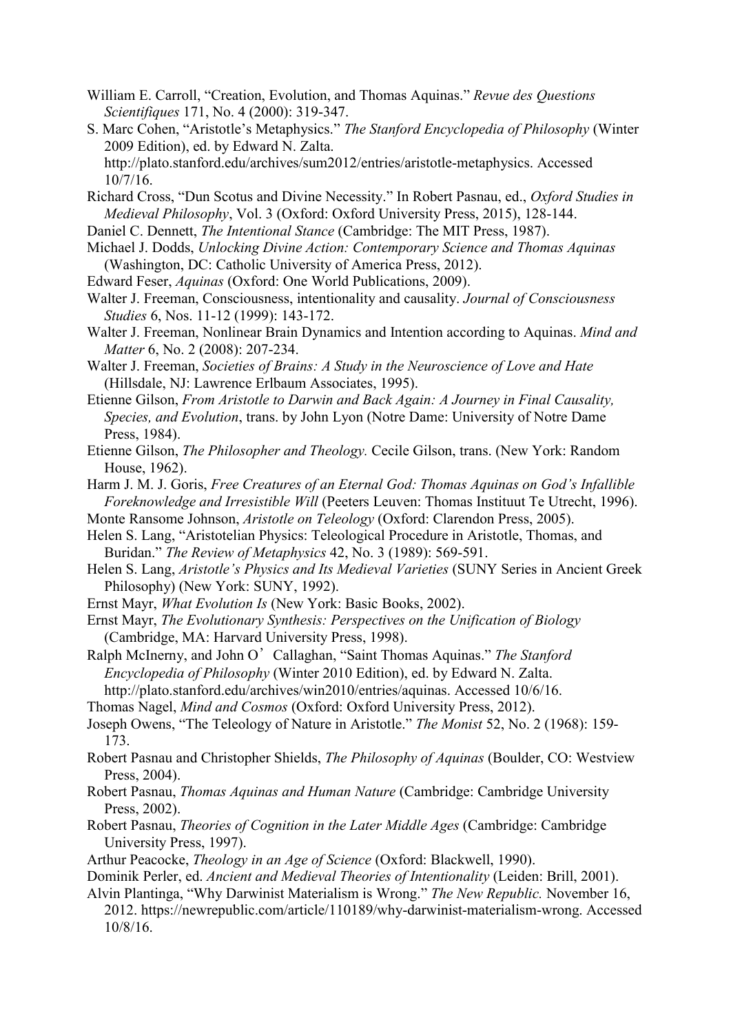William E. Carroll, "Creation, Evolution, and Thomas Aquinas." *Revue des Questions Scientifiques* 171, No. 4 (2000): 319-347.

S. Marc Cohen, "Aristotle's Metaphysics." *The Stanford Encyclopedia of Philosophy* (Winter 2009 Edition), ed. by Edward N. Zalta. http://plato.stanford.edu/archives/sum2012/entries/aristotle-metaphysics. Accessed 10/7/16.

Richard Cross, "Dun Scotus and Divine Necessity." In Robert Pasnau, ed., *Oxford Studies in Medieval Philosophy*, Vol. 3 (Oxford: Oxford University Press, 2015), 128-144.

Daniel C. Dennett, *The Intentional Stance* (Cambridge: The MIT Press, 1987).

Michael J. Dodds, *Unlocking Divine Action: Contemporary Science and Thomas Aquinas* (Washington, DC: Catholic University of America Press, 2012).

Edward Feser, *Aquinas* (Oxford: One World Publications, 2009).

Walter J. Freeman, Consciousness, intentionality and causality. *Journal of Consciousness Studies* 6, Nos. 11-12 (1999): 143-172.

Walter J. Freeman, Nonlinear Brain Dynamics and Intention according to Aquinas. *Mind and Matter* 6, No. 2 (2008): 207-234.

Walter J. Freeman, *Societies of Brains: A Study in the Neuroscience of Love and Hate* (Hillsdale, NJ: Lawrence Erlbaum Associates, 1995).

Etienne Gilson, *From Aristotle to Darwin and Back Again: A Journey in Final Causality, Species, and Evolution*, trans. by John Lyon (Notre Dame: University of Notre Dame Press, 1984).

Etienne Gilson, *The Philosopher and Theology.* Cecile Gilson, trans. (New York: Random House, 1962).

Harm J. M. J. Goris, *Free Creatures of an Eternal God: Thomas Aquinas on God's Infallible Foreknowledge and Irresistible Will* (Peeters Leuven: Thomas Instituut Te Utrecht, 1996).

Monte Ransome Johnson, *Aristotle on Teleology* (Oxford: Clarendon Press, 2005).

Helen S. Lang, "Aristotelian Physics: Teleological Procedure in Aristotle, Thomas, and Buridan." *The Review of Metaphysics* 42, No. 3 (1989): 569-591.

Helen S. Lang, *Aristotle's Physics and Its Medieval Varieties* (SUNY Series in Ancient Greek Philosophy) (New York: SUNY, 1992).

Ernst Mayr, *What Evolution Is* (New York: Basic Books, 2002).

Ernst Mayr, *The Evolutionary Synthesis: Perspectives on the Unification of Biology* (Cambridge, MA: Harvard University Press, 1998).

Ralph McInerny, and John O'Callaghan, "Saint Thomas Aquinas." *The Stanford Encyclopedia of Philosophy* (Winter 2010 Edition), ed. by Edward N. Zalta. http://plato.stanford.edu/archives/win2010/entries/aquinas. Accessed 10/6/16.

Thomas Nagel, *Mind and Cosmos* (Oxford: Oxford University Press, 2012).

Joseph Owens, "The Teleology of Nature in Aristotle." *The Monist* 52, No. 2 (1968): 159-173.

Robert Pasnau and Christopher Shields, *The Philosophy of Aquinas* (Boulder, CO: Westview Press, 2004).

Robert Pasnau, *Thomas Aquinas and Human Nature* (Cambridge: Cambridge University Press, 2002).

Robert Pasnau, *Theories of Cognition in the Later Middle Ages* (Cambridge: Cambridge University Press, 1997).

Arthur Peacocke, *Theology in an Age of Science* (Oxford: Blackwell, 1990).

Dominik Perler, ed. *Ancient and Medieval Theories of Intentionality* (Leiden: Brill, 2001).

Alvin Plantinga, "Why Darwinist Materialism is Wrong." *The New Republic.* November 16, 2012. https://newrepublic.com/article/110189/why-darwinist-materialism-wrong. Accessed 10/8/16.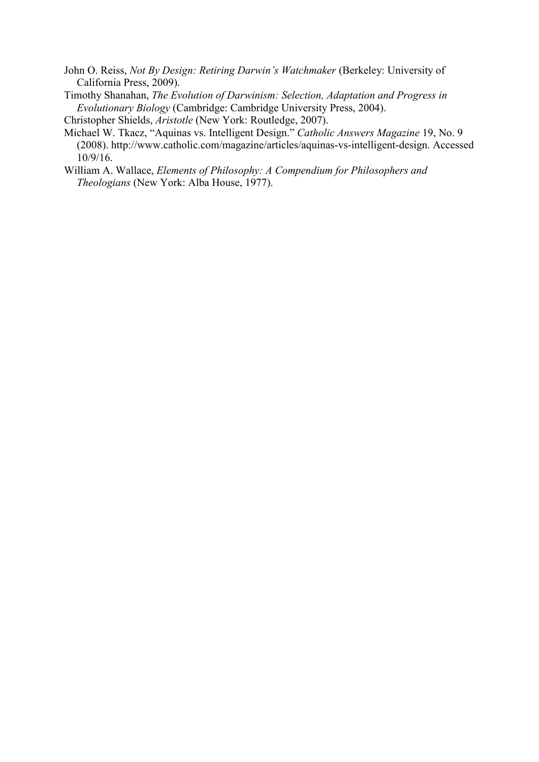John O. Reiss, *Not By Design: Retiring Darwin's Watchmaker* (Berkeley: University of California Press, 2009).

Timothy Shanahan, *The Evolution of Darwinism: Selection, Adaptation and Progress in Evolutionary Biology* (Cambridge: Cambridge University Press, 2004).

Christopher Shields, *Aristotle* (New York: Routledge, 2007).

Michael W. Tkacz, "Aquinas vs. Intelligent Design." *Catholic Answers Magazine* 19, No. 9 (2008). http://www.catholic.com/magazine/articles/aquinas-vs-intelligent-design. Accessed 10/9/16.

William A. Wallace, *Elements of Philosophy: A Compendium for Philosophers and Theologians* (New York: Alba House, 1977).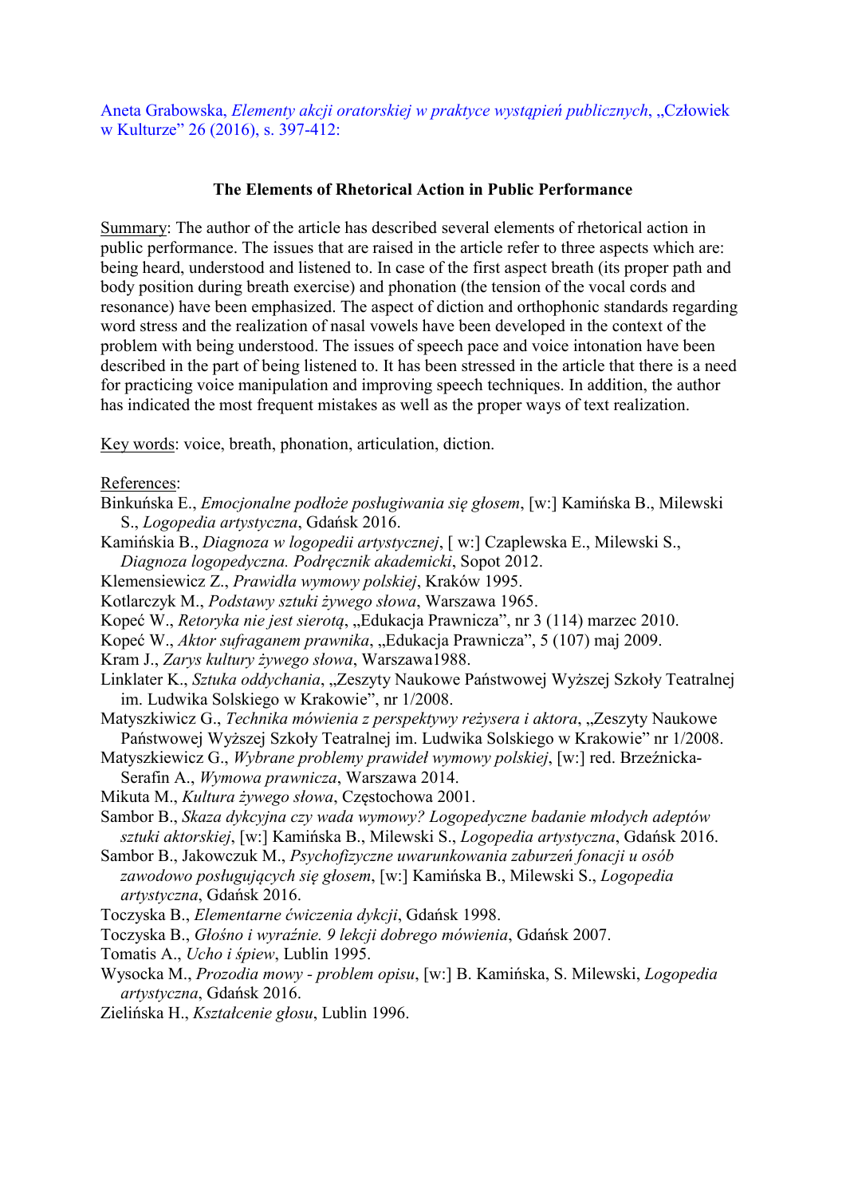Aneta Grabowska, *Elementy akcji oratorskiej w praktyce wystąpień publicznych*, „Człowiek w Kulturze" 26 (2016), s. 397-412:

**The Elements of Rhetorical Action in Public Performance**

Summary: The author of the article has described several elements of rhetorical action in public performance. The issues that are raised in the article refer to three aspects which are: being heard, understood and listened to. In case of the first aspect breath (its proper path and body position during breath exercise) and phonation (the tension of the vocal cords and resonance) have been emphasized. The aspect of diction and orthophonic standards regarding word stress and the realization of nasal vowels have been developed in the context of the problem with being understood. The issues of speech pace and voice intonation have been described in the part of being listened to. It has been stressed in the article that there is a need for practicing voice manipulation and improving speech techniques. In addition, the author has indicated the most frequent mistakes as well as the proper ways of text realization.

Key words: voice, breath, phonation, articulation, diction.

References:

Binkuńska E., *Emocjonalne podłoże posługiwania się głosem*, [w:] Kamińska B., Milewski S., *Logopedia artystyczna*, Gdańsk 2016.

Kamińskia B., *Diagnoza w logopedii artystycznej*, [ w:] Czaplewska E., Milewski S., *Diagnoza logopedyczna. Podręcznik akademicki*, Sopot 2012.

Klemensiewicz Z., *Prawidła wymowy polskiej*, Kraków 1995.

Kotlarczyk M., *Podstawy sztuki żywego słowa*, Warszawa 1965.

Kopeć W., *Retoryka nie jest sierotą*, „Edukacja Prawnicza", nr 3 (114) marzec 2010.

Kopeć W., *Aktor sufraganem prawnika*, „Edukacja Prawnicza", 5 (107) maj 2009.

Kram J., *Zarys kultury żywego słowa*, Warszawa1988.

Linklater K., *Sztuka oddychania*, „Zeszyty Naukowe Państwowej Wyższej Szkoły Teatralnej im. Ludwika Solskiego w Krakowie", nr 1/2008.

Matyszkiwicz G., *Technika mówienia z perspektywy reżysera i aktora*, „Zeszyty Naukowe Państwowej Wyższej Szkoły Teatralnej im. Ludwika Solskiego w Krakowie" nr 1/2008.

Matyszkiewicz G., *Wybrane problemy prawideł wymowy polskiej*, [w:] red. Brzeźnicka-Serafin A., *Wymowa prawnicza*, Warszawa 2014.

Mikuta M., *Kultura żywego słowa*, Częstochowa 2001.

Sambor B., *Skaza dykcyjna czy wada wymowy? Logopedyczne badanie młodych adeptów sztuki aktorskiej*, [w:] Kamińska B., Milewski S., *Logopedia artystyczna*, Gdańsk 2016.

Sambor B., Jakowczuk M., *Psychofizyczne uwarunkowania zaburzeń fonacji u osób zawodowo posługujących się głosem*, [w:] Kamińska B., Milewski S., *Logopedia artystyczna*, Gdańsk 2016.

Toczyska B., *Elementarne ćwiczenia dykcji*, Gdańsk 1998.

Toczyska B., *Głośno i wyraźnie. 9 lekcji dobrego mówienia*, Gdańsk 2007.

Tomatis A., *Ucho i śpiew*, Lublin 1995.

Wysocka M., *Prozodia mowy - problem opisu*, [w:] B. Kamińska, S. Milewski, *Logopedia artystyczna*, Gdańsk 2016.

Zielińska H., *Kształcenie głosu*, Lublin 1996.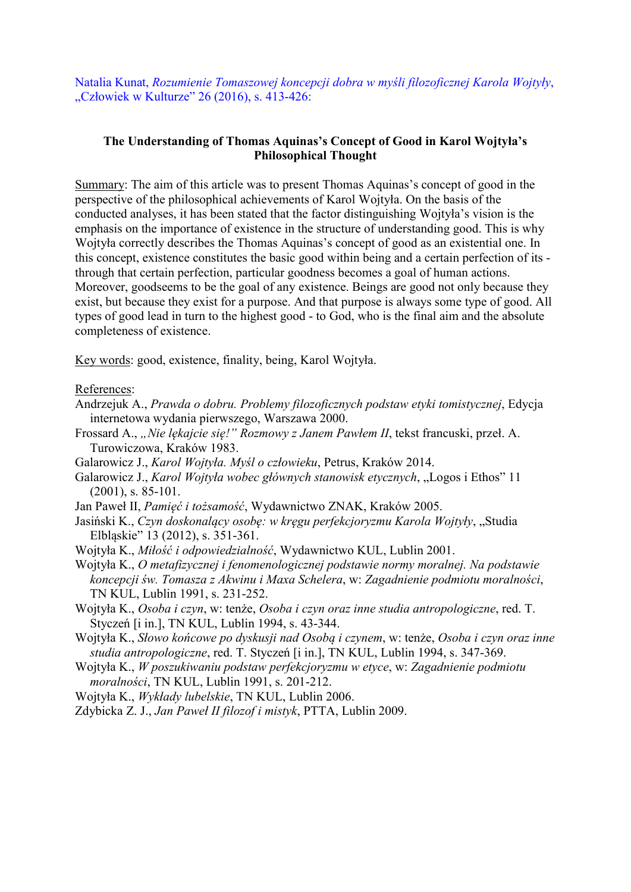Natalia Kunat, *Rozumienie Tomaszowej koncepcji dobra w myśli filozoficznej Karola Wojtyły*, „Człowiek w Kulturze" 26 (2016), s. 413-426:

**The Understanding of Thomas Aquinas's Concept of Good in Karol Wojtyła's Philosophical Thought**

Summary: The aim of this article was to present Thomas Aquinas's concept of good in the perspective of the philosophical achievements of Karol Wojtyła. On the basis of the conducted analyses, it has been stated that the factor distinguishing Wojtyła's vision is the emphasis on the importance of existence in the structure of understanding good. This is why Wojtyła correctly describes the Thomas Aquinas's concept of good as an existential one. In this concept, existence constitutes the basic good within being and a certain perfection of its - through that certain perfection, particular goodness becomes a goal of human actions. Moreover, goodseems to be the goal of any existence. Beings are good not only because they exist, but because they exist for a purpose. And that purpose is always some type of good. All types of good lead in turn to the highest good - to God, who is the final aim and the absolute completeness of existence.

Key words: good, existence, finality, being, Karol Wojtyła.

References:

Andrzejuk A., *Prawda o dobru. Problemy filozoficznych podstaw etyki tomistycznej*, Edycja internetowa wydania pierwszego, Warszawa 2000.

Frossard A., *„Nie lękajcie się!" Rozmowy z Janem Pawłem II*, tekst francuski, przeł. A. Turowiczowa, Kraków 1983.

Galarowicz J., *Karol Wojtyła. Myśl o człowieku*, Petrus, Kraków 2014.

Galarowicz J., *Karol Wojtyła wobec głównych stanowisk etycznych*, „Logos i Ethos" 11 (2001), s. 85-101.

Jan Paweł II, *Pamięć i tożsamość*, Wydawnictwo ZNAK, Kraków 2005.

Jasiński K., *Czyn doskonalący osobę: w kręgu perfekcjoryzmu Karola Wojtyły*, „Studia Elbląskie" 13 (2012), s. 351-361.

Wojtyła K., *Miłość i odpowiedzialność*, Wydawnictwo KUL, Lublin 2001.

Wojtyła K., *O metafizycznej i fenomenologicznej podstawie normy moralnej. Na podstawie koncepcji św. Tomasza z Akwinu i Maxa Schelera*, w: *Zagadnienie podmiotu moralności*, TN KUL, Lublin 1991, s. 231-252.

Wojtyła K., *Osoba i czyn*, w: tenże, *Osoba i czyn oraz inne studia antropologiczne*, red. T. Styczeń [i in.], TN KUL, Lublin 1994, s. 43-344.

Wojtyła K., *Słowo końcowe po dyskusji nad Osobą i czynem*, w: tenże, *Osoba i czyn oraz inne studia antropologiczne*, red. T. Styczeń [i in.], TN KUL, Lublin 1994, s. 347-369.

Wojtyła K., *W poszukiwaniu podstaw perfekcjoryzmu w etyce*, w: *Zagadnienie podmiotu moralności*, TN KUL, Lublin 1991, s. 201-212.

Wojtyła K., *Wykłady lubelskie*, TN KUL, Lublin 2006.

Zdybicka Z. J., *Jan Paweł II filozof i mistyk*, PTTA, Lublin 2009.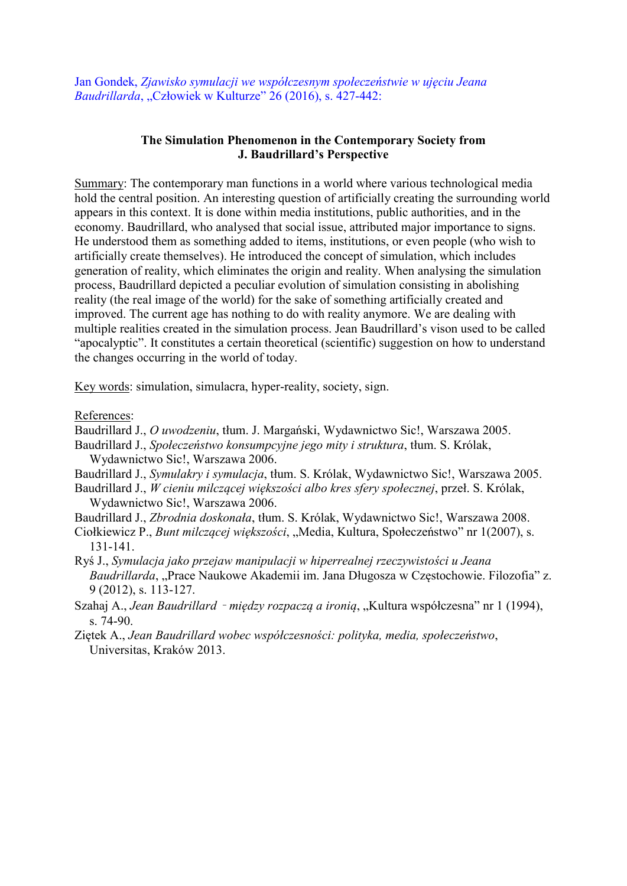Jan Gondek, *Zjawisko symulacji we współczesnym społeczeństwie w ujęciu Jeana Baudrillarda*, „Człowiek w Kulturze" 26 (2016), s. 427-442:

**The Simulation Phenomenon in the Contemporary Society from J. Baudrillard's Perspective**

Summary: The contemporary man functions in a world where various technological media hold the central position. An interesting question of artificially creating the surrounding world appears in this context. It is done within media institutions, public authorities, and in the economy. Baudrillard, who analysed that social issue, attributed major importance to signs. He understood them as something added to items, institutions, or even people (who wish to artificially create themselves). He introduced the concept of simulation, which includes generation of reality, which eliminates the origin and reality. When analysing the simulation process, Baudrillard depicted a peculiar evolution of simulation consisting in abolishing reality (the real image of the world) for the sake of something artificially created and improved. The current age has nothing to do with reality anymore. We are dealing with multiple realities created in the simulation process. Jean Baudrillard's vison used to be called "apocalyptic". It constitutes a certain theoretical (scientific) suggestion on how to understand the changes occurring in the world of today.

Key words: simulation, simulacra, hyper-reality, society, sign.

References:

Baudrillard J., *O uwodzeniu*, tłum. J. Margański, Wydawnictwo Sic!, Warszawa 2005.
Baudrillard J., *Społeczeństwo konsumpcyjne jego mity i struktura*, tłum. S. Królak, Wydawnictwo Sic!, Warszawa 2006.
Baudrillard J., *Symulakry i symulacja*, tłum. S. Królak, Wydawnictwo Sic!, Warszawa 2005.
Baudrillard J., *W cieniu milczącej większości albo kres sfery społecznej*, przeł. S. Królak, Wydawnictwo Sic!, Warszawa 2006.
Baudrillard J., *Zbrodnia doskonała*, tłum. S. Królak, Wydawnictwo Sic!, Warszawa 2008.
Ciołkiewicz P., *Bunt milczącej większości*, „Media, Kultura, Społeczeństwo" nr 1(2007), s. 131-141.
Ryś J., *Symulacja jako przejaw manipulacji w hiperrealnej rzeczywistości u Jeana Baudrillarda*, „Prace Naukowe Akademii im. Jana Długosza w Częstochowie. Filozofia" z. 9 (2012), s. 113-127.
Szahaj A., *Jean Baudrillard – między rozpaczą a ironią*, „Kultura współczesna" nr 1 (1994), s. 74-90.
Ziętek A., *Jean Baudrillard wobec współczesności: polityka, media, społeczeństwo*, Universitas, Kraków 2013.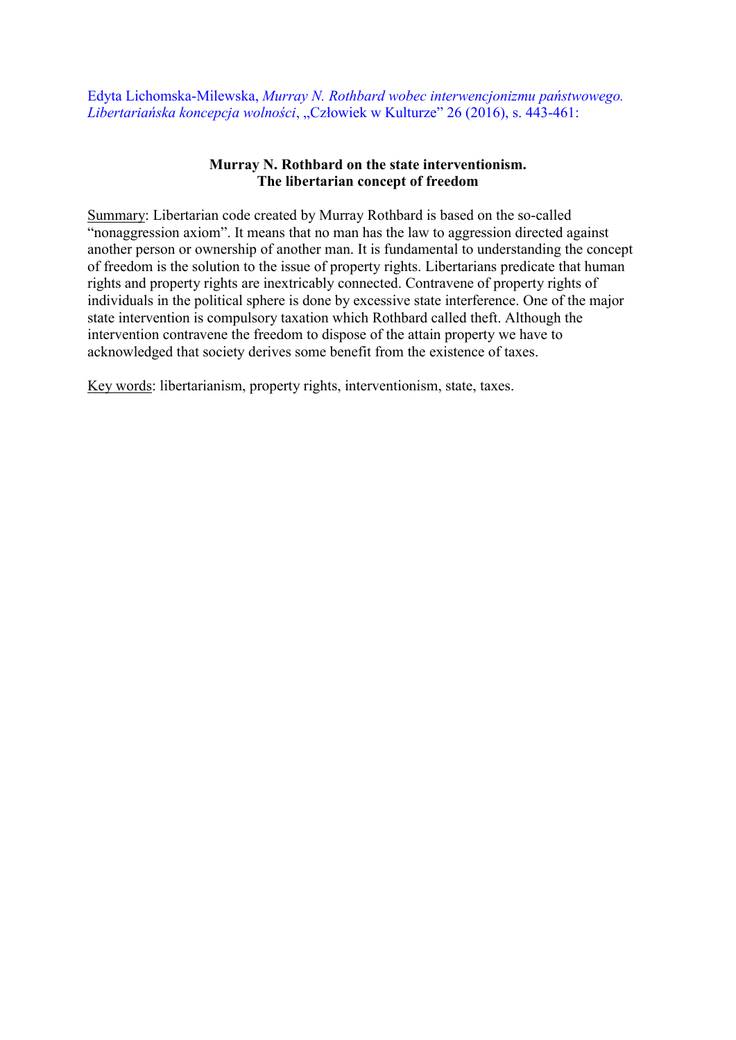Edyta Lichomska-Milewska, *Murray N. Rothbard wobec interwencjonizmu państwowego. Libertariańska koncepcja wolności*, „Człowiek w Kulturze" 26 (2016), s. 443-461:

**Murray N. Rothbard on the state interventionism.**
**The libertarian concept of freedom**

Summary: Libertarian code created by Murray Rothbard is based on the so-called "nonaggression axiom". It means that no man has the law to aggression directed against another person or ownership of another man. It is fundamental to understanding the concept of freedom is the solution to the issue of property rights. Libertarians predicate that human rights and property rights are inextricably connected. Contravene of property rights of individuals in the political sphere is done by excessive state interference. One of the major state intervention is compulsory taxation which Rothbard called theft. Although the intervention contravene the freedom to dispose of the attain property we have to acknowledged that society derives some benefit from the existence of taxes.

Key words: libertarianism, property rights, interventionism, state, taxes.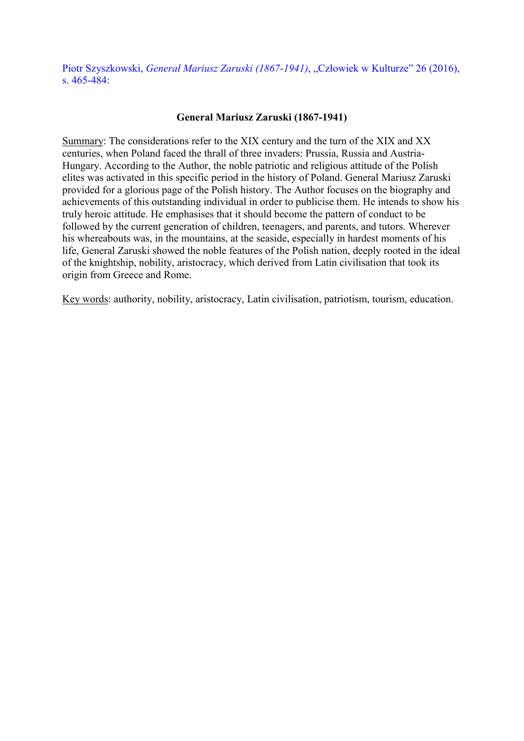Piotr Szyszkowski, *Generał Mariusz Zaruski (1867-1941)*, „Człowiek w Kulturze" 26 (2016), s. 465-484:

**General Mariusz Zaruski (1867-1941)**

Summary: The considerations refer to the XIX century and the turn of the XIX and XX centuries, when Poland faced the thrall of three invaders: Prussia, Russia and Austria-Hungary. According to the Author, the noble patriotic and religious attitude of the Polish elites was activated in this specific period in the history of Poland. General Mariusz Zaruski provided for a glorious page of the Polish history. The Author focuses on the biography and achievements of this outstanding individual in order to publicise them. He intends to show his truly heroic attitude. He emphasises that it should become the pattern of conduct to be followed by the current generation of children, teenagers, and parents, and tutors. Wherever his whereabouts was, in the mountains, at the seaside, especially in hardest moments of his life, General Zaruski showed the noble features of the Polish nation, deeply rooted in the ideal of the knightship, nobility, aristocracy, which derived from Latin civilisation that took its origin from Greece and Rome.

Key words: authority, nobility, aristocracy, Latin civilisation, patriotism, tourism, education.